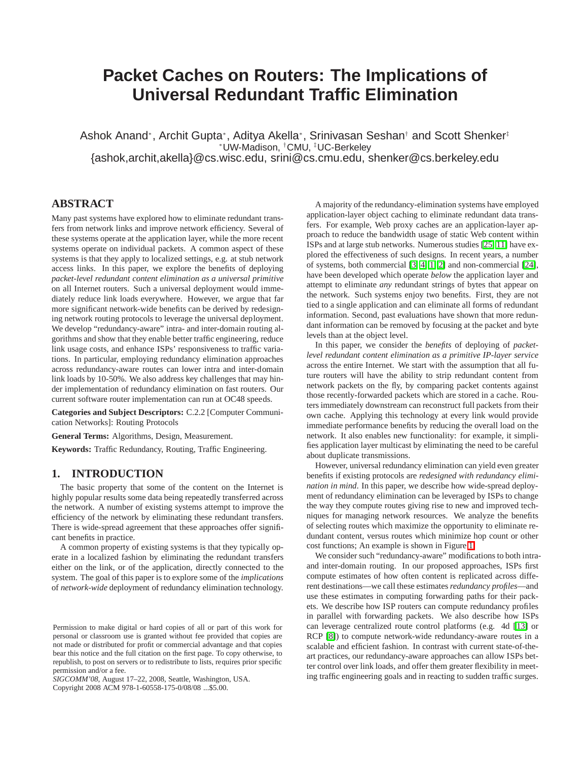# Packet Caches on Routers: The Implications of Universal Redundant Traffic Elimination

Ashok Anand*, Archit Gupta*, Aditya Akella*, Srinivasan Seshan† and Scott Shenker‡
*UW-Madison, †CMU, ‡UC-Berkeley
{ashok,archit,akella}@cs.wisc.edu, srini@cs.cmu.edu, shenker@cs.berkeley.edu

## ABSTRACT

Many past systems have explored how to eliminate redundant transfers from network links and improve network efficiency. Several of these systems operate at the application layer, while the more recent systems operate on individual packets. A common aspect of these systems is that they apply to localized settings, e.g. at stub network access links. In this paper, we explore the benefits of deploying *packet-level redundant content elimination as a universal primitive* on all Internet routers. Such a universal deployment would immediately reduce link loads everywhere. However, we argue that far more significant network-wide benefits can be derived by redesigning network routing protocols to leverage the universal deployment. We develop "redundancy-aware" intra- and inter-domain routing algorithms and show that they enable better traffic engineering, reduce link usage costs, and enhance ISPs' responsiveness to traffic variations. In particular, employing redundancy elimination approaches across redundancy-aware routes can lower intra and inter-domain link loads by 10-50%. We also address key challenges that may hinder implementation of redundancy elimination on fast routers. Our current software router implementation can run at OC48 speeds.

**Categories and Subject Descriptors:** C.2.2 [Computer Communication Networks]: Routing Protocols

**General Terms:** Algorithms, Design, Measurement.

**Keywords:** Traffic Redundancy, Routing, Traffic Engineering.

## 1. INTRODUCTION

The basic property that some of the content on the Internet is highly popular results some data being repeatedly transferred across the network. A number of existing systems attempt to improve the efficiency of the network by eliminating these redundant transfers. There is wide-spread agreement that these approaches offer significant benefits in practice.

A common property of existing systems is that they typically operate in a localized fashion by eliminating the redundant transfers either on the link, or of the application, directly connected to the system. The goal of this paper is to explore some of the *implications* of *network-wide* deployment of redundancy elimination technology.

A majority of the redundancy-elimination systems have employed application-layer object caching to eliminate redundant data transfers. For example, Web proxy caches are an application-layer approach to reduce the bandwidth usage of static Web content within ISPs and at large stub networks. Numerous studies [25, 11] have explored the effectiveness of such designs. In recent years, a number of systems, both commercial [3, 4, 1, 2] and non-commercial [24], have been developed which operate *below* the application layer and attempt to eliminate *any* redundant strings of bytes that appear on the network. Such systems enjoy two benefits. First, they are not tied to a single application and can eliminate all forms of redundant information. Second, past evaluations have shown that more redundant information can be removed by focusing at the packet and byte levels than at the object level.

In this paper, we consider the *benefits* of deploying of *packet-level redundant content elimination as a primitive IP-layer service* across the entire Internet. We start with the assumption that all future routers will have the ability to strip redundant content from network packets on the fly, by comparing packet contents against those recently-forwarded packets which are stored in a cache. Routers immediately downstream can reconstruct full packets from their own cache. Applying this technology at every link would provide immediate performance benefits by reducing the overall load on the network. It also enables new functionality: for example, it simplifies application layer multicast by eliminating the need to be careful about duplicate transmissions.

However, universal redundancy elimination can yield even greater benefits if existing protocols are *redesigned with redundancy elimination in mind*. In this paper, we describe how wide-spread deployment of redundancy elimination can be leveraged by ISPs to change the way they compute routes giving rise to new and improved techniques for managing network resources. We analyze the benefits of selecting routes which maximize the opportunity to eliminate redundant content, versus routes which minimize hop count or other cost functions; An example is shown in Figure 1.

We consider such "redundancy-aware" modifications to both intra- and inter-domain routing. In our proposed approaches, ISPs first compute estimates of how often content is replicated across different destinations—we call these estimates *redundancy profiles*—and use these estimates in computing forwarding paths for their packets. We describe how ISP routers can compute redundancy profiles in parallel with forwarding packets. We also describe how ISPs can leverage centralized route control platforms (e.g. 4d [13] or RCP [8]) to compute network-wide redundancy-aware routes in a scalable and efficient fashion. In contrast with current state-of-the-art practices, our redundancy-aware approaches can allow ISPs better control over link loads, and offer them greater flexibility in meeting traffic engineering goals and in reacting to sudden traffic surges.

Permission to make digital or hard copies of all or part of this work for personal or classroom use is granted without fee provided that copies are not made or distributed for profit or commercial advantage and that copies bear this notice and the full citation on the first page. To copy otherwise, to republish, to post on servers or to redistribute to lists, requires prior specific permission and/or a fee.
*SIGCOMM'08*, August 17–22, 2008, Seattle, Washington, USA.
Copyright 2008 ACM 978-1-60558-175-0/08/08 ...$5.00.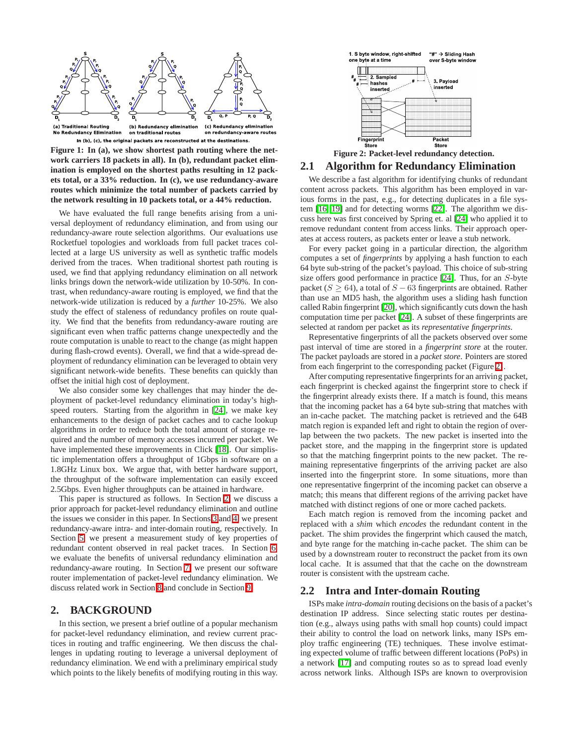(a) Traditional Routing
No Redundancy Elimination

(b) Redundancy elimination
on traditional routes

(c) Redundancy elimination
on redundancy-aware routes

In (b), (c), the original packets are reconstructed at the destinations.

**Figure 1: In (a), we show shortest path routing where the network carriers 18 packets in all). In (b), redundant packet elimination is employed on the shortest paths resulting in 12 packets total, or a 33% reduction. In (c), we use redundancy-aware routes which minimize the total number of packets carried by the network resulting in 10 packets total, or a 44% reduction.**

We have evaluated the full range benefits arising from a universal deployment of redundancy elimination, and from using our redundancy-aware route selection algorithms. Our evaluations use Rocketfuel topologies and workloads from full packet traces collected at a large US university as well as synthetic traffic models derived from the traces. When traditional shortest path routing is used, we find that applying redundancy elimination on all network links brings down the network-wide utilization by 10-50%. In contrast, when redundancy-aware routing is employed, we find that the network-wide utilization is reduced by a *further* 10-25%. We also study the effect of staleness of redundancy profiles on route quality. We find that the benefits from redundancy-aware routing are significant even when traffic patterns change unexpectedly and the route computation is unable to react to the change (as might happen during flash-crowd events). Overall, we find that a wide-spread deployment of redundancy elimination can be leveraged to obtain very significant network-wide benefits. These benefits can quickly than offset the initial high cost of deployment.

We also consider some key challenges that may hinder the deployment of packet-level redundancy elimination in today's high-speed routers. Starting from the algorithm in [24], we make key enhancements to the design of packet caches and to cache lookup algorithms in order to reduce both the total amount of storage required and the number of memory accesses incurred per packet. We have implemented these improvements in Click [18]. Our simplistic implementation offers a throughput of 1Gbps in software on a 1.8GHz Linux box. We argue that, with better hardware support, the throughput of the software implementation can easily exceed 2.5Gbps. Even higher throughputs can be attained in hardware.

This paper is structured as follows. In Section 2, we discuss a prior approach for packet-level redundancy elimination and outline the issues we consider in this paper. In Sections 3 and 4, we present redundancy-aware intra- and inter-domain routing, respectively. In Section 5, we present a measurement study of key properties of redundant content observed in real packet traces. In Section 6, we evaluate the benefits of universal redundancy elimination and redundancy-aware routing. In Section 7, we present our software router implementation of packet-level redundancy elimination. We discuss related work in Section 8 and conclude in Section 9.

## 2. BACKGROUND

In this section, we present a brief outline of a popular mechanism for packet-level redundancy elimination, and review current practices in routing and traffic engineering. We then discuss the challenges in updating routing to leverage a universal deployment of redundancy elimination. We end with a preliminary empirical study which points to the likely benefits of modifying routing in this way.

1. S byte window, right-shifted one byte at a time

"#" → Sliding Hash over S-byte window

2. Sampled hashes inserted

3. Payload inserted

Fingerprint Store

Packet Store

**Figure 2: Packet-level redundancy detection.**

### 2.1 Algorithm for Redundancy Elimination

We describe a fast algorithm for identifying chunks of redundant content across packets. This algorithm has been employed in various forms in the past, e.g., for detecting duplicates in a file system [16, 19] and for detecting worms [22]. The algorithm we discuss here was first conceived by Spring et. al [24] who applied it to remove redundant content from access links. Their approach operates at access routers, as packets enter or leave a stub network.

For every packet going in a particular direction, the algorithm computes a set of *fingerprints* by applying a hash function to each 64 byte sub-string of the packet's payload. This choice of sub-string size offers good performance in practice [24]. Thus, for an $S$-byte packet ($S \geq 64$), a total of $S - 63$ fingerprints are obtained. Rather than use an MD5 hash, the algorithm uses a sliding hash function called Rabin fingerprint [20], which significantly cuts down the hash computation time per packet [24]. A subset of these fingerprints are selected at random per packet as its *representative fingerprints*.

Representative fingerprints of all the packets observed over some past interval of time are stored in a *fingerprint store* at the router. The packet payloads are stored in a *packet store*. Pointers are stored from each fingerprint to the corresponding packet (Figure 2).

After computing representative fingerprints for an arriving packet, each fingerprint is checked against the fingerprint store to check if the fingerprint already exists there. If a match is found, this means that the incoming packet has a 64 byte sub-string that matches with an in-cache packet. The matching packet is retrieved and the 64B match region is expanded left and right to obtain the region of overlap between the two packets. The new packet is inserted into the packet store, and the mapping in the fingerprint store is updated so that the matching fingerprint points to the new packet. The remaining representative fingerprints of the arriving packet are also inserted into the fingerprint store. In some situations, more than one representative fingerprint of the incoming packet can observe a match; this means that different regions of the arriving packet have matched with distinct regions of one or more cached packets.

Each match region is removed from the incoming packet and replaced with a *shim* which *encodes* the redundant content in the packet. The shim provides the fingerprint which caused the match, and byte range for the matching in-cache packet. The shim can be used by a downstream router to reconstruct the packet from its own local cache. It is assumed that that the cache on the downstream router is consistent with the upstream cache.

### 2.2 Intra and Inter-domain Routing

ISPs make *intra-domain* routing decisions on the basis of a packet's destination IP address. Since selecting static routes per destination (e.g., always using paths with small hop counts) could impact their ability to control the load on network links, many ISPs employ traffic engineering (TE) techniques. These involve estimating expected volume of traffic between different locations (PoPs) in a network [17] and computing routes so as to spread load evenly across network links. Although ISPs are known to overprovision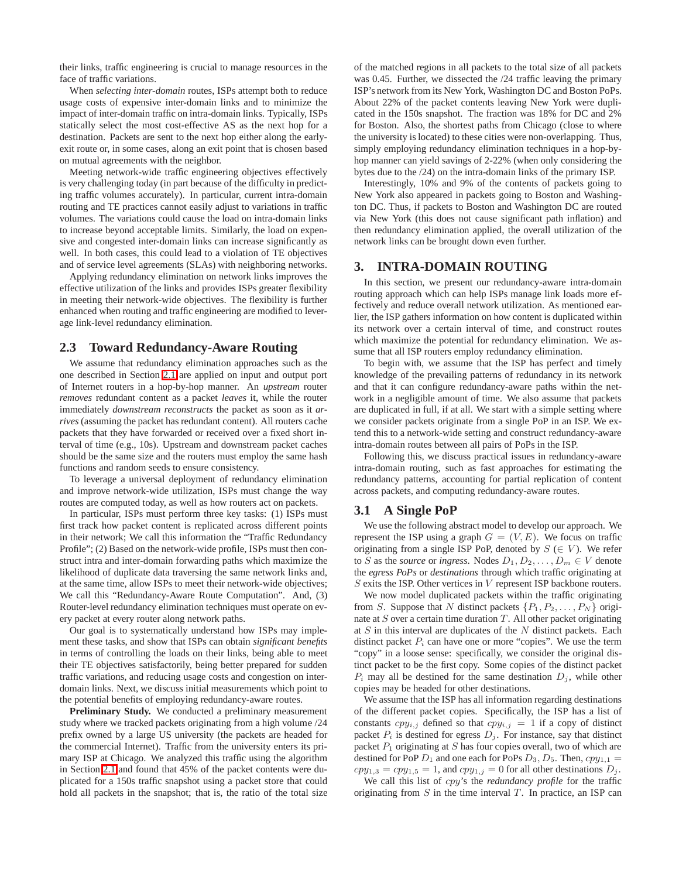their links, traffic engineering is crucial to manage resources in the face of traffic variations.

When *selecting inter-domain* routes, ISPs attempt both to reduce usage costs of expensive inter-domain links and to minimize the impact of inter-domain traffic on intra-domain links. Typically, ISPs statically select the most cost-effective AS as the next hop for a destination. Packets are sent to the next hop either along the early-exit route or, in some cases, along an exit point that is chosen based on mutual agreements with the neighbor.

Meeting network-wide traffic engineering objectives effectively is very challenging today (in part because of the difficulty in predicting traffic volumes accurately). In particular, current intra-domain routing and TE practices cannot easily adjust to variations in traffic volumes. The variations could cause the load on intra-domain links to increase beyond acceptable limits. Similarly, the load on expensive and congested inter-domain links can increase significantly as well. In both cases, this could lead to a violation of TE objectives and of service level agreements (SLAs) with neighboring networks.

Applying redundancy elimination on network links improves the effective utilization of the links and provides ISPs greater flexibility in meeting their network-wide objectives. The flexibility is further enhanced when routing and traffic engineering are modified to leverage link-level redundancy elimination.

## 2.3 Toward Redundancy-Aware Routing

We assume that redundancy elimination approaches such as the one described in Section 2.1 are applied on input and output port of Internet routers in a hop-by-hop manner. An *upstream* router *removes* redundant content as a packet *leaves* it, while the router immediately *downstream reconstructs* the packet as soon as it *arrives* (assuming the packet has redundant content). All routers cache packets that they have forwarded or received over a fixed short interval of time (e.g., 10s). Upstream and downstream packet caches should be the same size and the routers must employ the same hash functions and random seeds to ensure consistency.

To leverage a universal deployment of redundancy elimination and improve network-wide utilization, ISPs must change the way routes are computed today, as well as how routers act on packets.

In particular, ISPs must perform three key tasks: (1) ISPs must first track how packet content is replicated across different points in their network; We call this information the "Traffic Redundancy Profile"; (2) Based on the network-wide profile, ISPs must then construct intra and inter-domain forwarding paths which maximize the likelihood of duplicate data traversing the same network links and, at the same time, allow ISPs to meet their network-wide objectives; We call this "Redundancy-Aware Route Computation". And, (3) Router-level redundancy elimination techniques must operate on every packet at every router along network paths.

Our goal is to systematically understand how ISPs may implement these tasks, and show that ISPs can obtain *significant benefits* in terms of controlling the loads on their links, being able to meet their TE objectives satisfactorily, being better prepared for sudden traffic variations, and reducing usage costs and congestion on inter-domain links. Next, we discuss initial measurements which point to the potential benefits of employing redundancy-aware routes.

**Preliminary Study.** We conducted a preliminary measurement study where we tracked packets originating from a high volume /24 prefix owned by a large US university (the packets are headed for the commercial Internet). Traffic from the university enters its primary ISP at Chicago. We analyzed this traffic using the algorithm in Section 2.1 and found that 45% of the packet contents were duplicated for a 150s traffic snapshot using a packet store that could hold all packets in the snapshot; that is, the ratio of the total size of the matched regions in all packets to the total size of all packets was 0.45. Further, we dissected the /24 traffic leaving the primary ISP's network from its New York, Washington DC and Boston PoPs. About 22% of the packet contents leaving New York were duplicated in the 150s snapshot. The fraction was 18% for DC and 2% for Boston. Also, the shortest paths from Chicago (close to where the university is located) to these cities were non-overlapping. Thus, simply employing redundancy elimination techniques in a hop-by-hop manner can yield savings of 2-22% (when only considering the bytes due to the /24) on the intra-domain links of the primary ISP.

Interestingly, 10% and 9% of the contents of packets going to New York also appeared in packets going to Boston and Washington DC. Thus, if packets to Boston and Washington DC are routed via New York (this does not cause significant path inflation) and then redundancy elimination applied, the overall utilization of the network links can be brought down even further.

# 3. INTRA-DOMAIN ROUTING

In this section, we present our redundancy-aware intra-domain routing approach which can help ISPs manage link loads more effectively and reduce overall network utilization. As mentioned earlier, the ISP gathers information on how content is duplicated within its network over a certain interval of time, and construct routes which maximize the potential for redundancy elimination. We assume that all ISP routers employ redundancy elimination.

To begin with, we assume that the ISP has perfect and timely knowledge of the prevailing patterns of redundancy in its network and that it can configure redundancy-aware paths within the network in a negligible amount of time. We also assume that packets are duplicated in full, if at all. We start with a simple setting where we consider packets originate from a single PoP in an ISP. We extend this to a network-wide setting and construct redundancy-aware intra-domain routes between all pairs of PoPs in the ISP.

Following this, we discuss practical issues in redundancy-aware intra-domain routing, such as fast approaches for estimating the redundancy patterns, accounting for partial replication of content across packets, and computing redundancy-aware routes.

## 3.1 A Single PoP

We use the following abstract model to develop our approach. We represent the ISP using a graph $G = (V, E)$. We focus on traffic originating from a single ISP PoP, denoted by $S$ ($\in V$). We refer to $S$ as the *source* or *ingress*. Nodes $D_1, D_2, \ldots, D_m \in V$ denote the *egress PoPs* or *destinations* through which traffic originating at $S$ exits the ISP. Other vertices in $V$ represent ISP backbone routers.

We now model duplicated packets within the traffic originating from $S$. Suppose that $N$ distinct packets $\{P_1, P_2, \ldots, P_N\}$ originate at $S$ over a certain time duration $T$. All other packet originating at $S$ in this interval are duplicates of the $N$ distinct packets. Each distinct packet $P_i$ can have one or more "copies". We use the term "copy" in a loose sense: specifically, we consider the original distinct packet to be the first copy. Some copies of the distinct packet $P_i$ may all be destined for the same destination $D_j$, while other copies may be headed for other destinations.

We assume that the ISP has all information regarding destinations of the different packet copies. Specifically, the ISP has a list of constants $cpy_{i,j}$ defined so that $cpy_{i,j} = 1$ if a copy of distinct packet $P_i$ is destined for egress $D_j$. For instance, say that distinct packet $P_1$ originating at $S$ has four copies overall, two of which are destined for PoP $D_1$ and one each for PoPs $D_3, D_5$. Then, $cpy_{1,1} = cpy_{1,3} = cpy_{1,5} = 1$, and $cpy_{1,j} = 0$ for all other destinations $D_j$.

We call this list of $cpy$'s the *redundancy profile* for the traffic originating from $S$ in the time interval $T$. In practice, an ISP can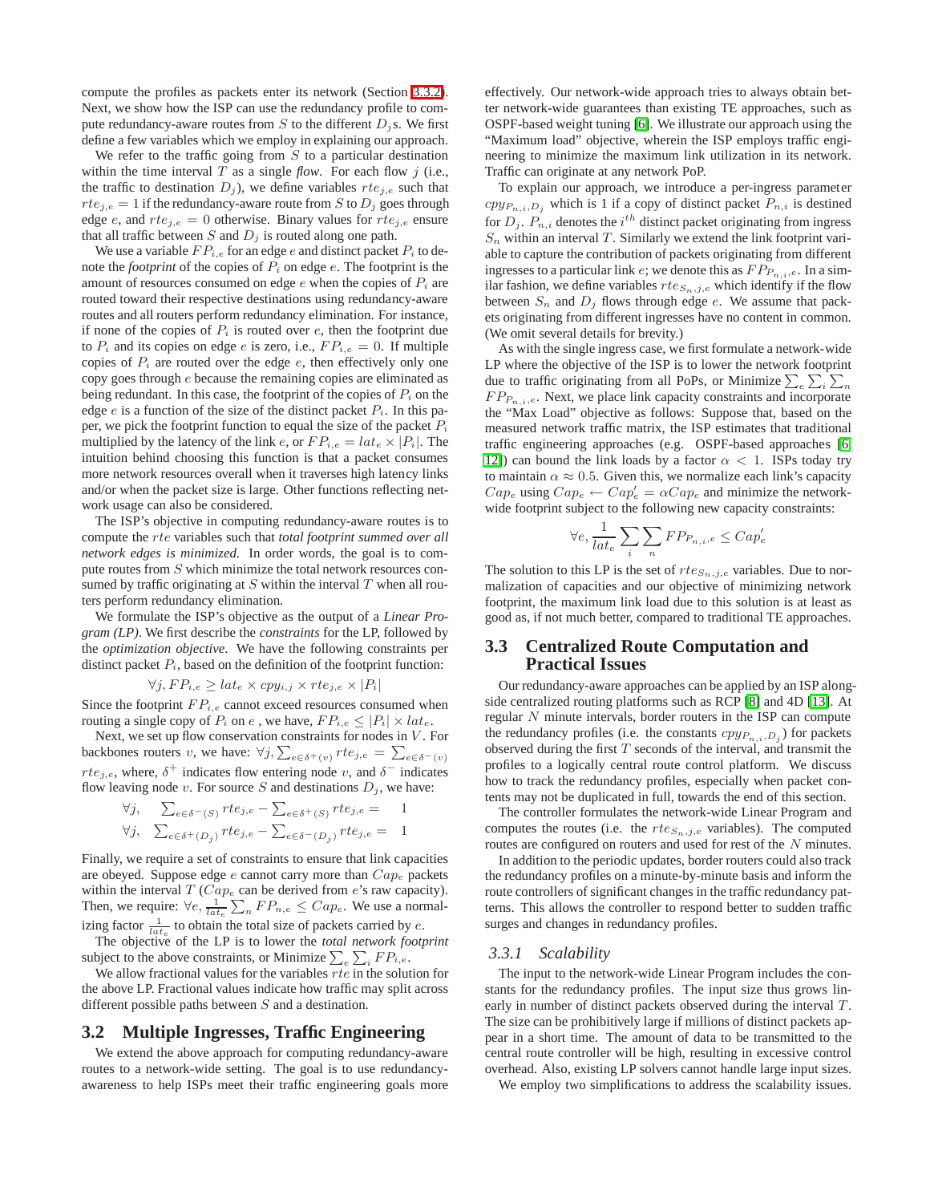compute the profiles as packets enter its network (Section 3.3.2). Next, we show how the ISP can use the redundancy profile to compute redundancy-aware routes from $S$ to the different $D_j$s. We first define a few variables which we employ in explaining our approach.

We refer to the traffic going from $S$ to a particular destination within the time interval $T$ as a single *flow*. For each flow $j$ (i.e., the traffic to destination $D_j$), we define variables $rte_{j,e}$ such that $rte_{j,e} = 1$ if the redundancy-aware route from $S$ to $D_j$ goes through edge $e$, and $rte_{j,e} = 0$ otherwise. Binary values for $rte_{j,e}$ ensure that all traffic between $S$ and $D_j$ is routed along one path.

We use a variable $FP_{i,e}$ for an edge $e$ and distinct packet $P_i$ to denote the *footprint* of the copies of $P_i$ on edge $e$. The footprint is the amount of resources consumed on edge $e$ when the copies of $P_i$ are routed toward their respective destinations using redundancy-aware routes and all routers perform redundancy elimination. For instance, if none of the copies of $P_i$ is routed over $e$, then the footprint due to $P_i$ and its copies on edge $e$ is zero, i.e., $FP_{i,e} = 0$. If multiple copies of $P_i$ are routed over the edge $e$, then effectively only one copy goes through $e$ because the remaining copies are eliminated as being redundant. In this case, the footprint of the copies of $P_i$ on the edge $e$ is a function of the size of the distinct packet $P_i$. In this paper, we pick the footprint function to equal the size of the packet $P_i$ multiplied by the latency of the link $e$, or $FP_{i,e} = lat_e \times |P_i|$. The intuition behind choosing this function is that a packet consumes more network resources overall when it traverses high latency links and/or when the packet size is large. Other functions reflecting network usage can also be considered.

The ISP's objective in computing redundancy-aware routes is to compute the $rte$ variables such that *total footprint summed over all network edges is minimized.* In order words, the goal is to compute routes from $S$ which minimize the total network resources consumed by traffic originating at $S$ within the interval $T$ when all routers perform redundancy elimination.

We formulate the ISP's objective as the output of a *Linear Program (LP)*. We first describe the *constraints* for the LP, followed by the *optimization objective*. We have the following constraints per distinct packet $P_i$, based on the definition of the footprint function:

$$\forall j, FP_{i,e} \geq lat_e \times cpy_{i,j} \times rte_{j,e} \times |P_i|$$

Since the footprint $FP_{i,e}$ cannot exceed resources consumed when routing a single copy of $P_i$ on $e$ , we have, $FP_{i,e} \leq |P_i| \times lat_e$.

Next, we set up flow conservation constraints for nodes in $V$. For backbones routers $v$, we have: $\forall j, \sum_{e \in \delta^+(v)} rte_{j,e} = \sum_{e \in \delta^-(v)} rte_{j,e}$, where, $\delta^+$ indicates flow entering node $v$, and $\delta^-$ indicates flow leaving node $v$. For source $S$ and destinations $D_j$, we have:

$$\forall j, \quad \sum_{e \in \delta^-(S)} rte_{j,e} - \sum_{e \in \delta^+(S)} rte_{j,e} = \quad 1$$
$$\forall j, \quad \sum_{e \in \delta^+(D_j)} rte_{j,e} - \sum_{e \in \delta^-(D_j)} rte_{j,e} = \quad 1$$

Finally, we require a set of constraints to ensure that link capacities are obeyed. Suppose edge $e$ cannot carry more than $Cap_e$ packets within the interval $T$ ($Cap_e$ can be derived from $e$'s raw capacity). Then, we require: $\forall e, \frac{1}{lat_e} \sum_n FP_{n,e} \leq Cap_e$. We use a normalizing factor $\frac{1}{lat_e}$ to obtain the total size of packets carried by $e$.

The objective of the LP is to lower the *total network footprint* subject to the above constraints, or Minimize $\sum_e \sum_i FP_{i,e}$.

We allow fractional values for the variables $rte$ in the solution for the above LP. Fractional values indicate how traffic may split across different possible paths between $S$ and a destination.

## 3.2 Multiple Ingresses, Traffic Engineering

We extend the above approach for computing redundancy-aware routes to a network-wide setting. The goal is to use redundancy-awareness to help ISPs meet their traffic engineering goals more effectively. Our network-wide approach tries to always obtain better network-wide guarantees than existing TE approaches, such as OSPF-based weight tuning [6]. We illustrate our approach using the "Maximum load" objective, wherein the ISP employs traffic engineering to minimize the maximum link utilization in its network. Traffic can originate at any network PoP.

To explain our approach, we introduce a per-ingress parameter $cpy_{P_{n,i},D_j}$ which is 1 if a copy of distinct packet $P_{n,i}$ is destined for $D_j$. $P_{n,i}$ denotes the $i^{th}$ distinct packet originating from ingress $S_n$ within an interval $T$. Similarly we extend the link footprint variable to capture the contribution of packets originating from different ingresses to a particular link $e$; we denote this as $FP_{P_{n,i},e}$. In a similar fashion, we define variables $rte_{S_n,j,e}$ which identify if the flow between $S_n$ and $D_j$ flows through edge $e$. We assume that packets originating from different ingresses have no content in common. (We omit several details for brevity.)

As with the single ingress case, we first formulate a network-wide LP where the objective of the ISP is to lower the network footprint due to traffic originating from all PoPs, or Minimize $\sum_e \sum_i \sum_n FP_{P_{n,i},e}$. Next, we place link capacity constraints and incorporate the "Max Load" objective as follows: Suppose that, based on the measured network traffic matrix, the ISP estimates that traditional traffic engineering approaches (e.g. OSPF-based approaches [6, 12]) can bound the link loads by a factor $\alpha < 1$. ISPs today try to maintain $\alpha \approx 0.5$. Given this, we normalize each link's capacity $Cap_e$ using $Cap_e \leftarrow Cap'_e = \alpha Cap_e$ and minimize the network-wide footprint subject to the following new capacity constraints:

$$\forall e, \frac{1}{lat_e} \sum_i \sum_n FP_{P_{n,i},e} \leq Cap'_e$$

The solution to this LP is the set of $rte_{S_n,j,e}$ variables. Due to normalization of capacities and our objective of minimizing network footprint, the maximum link load due to this solution is at least as good as, if not much better, compared to traditional TE approaches.

## 3.3 Centralized Route Computation and Practical Issues

Our redundancy-aware approaches can be applied by an ISP alongside centralized routing platforms such as RCP [8] and 4D [13]. At regular $N$ minute intervals, border routers in the ISP can compute the redundancy profiles (i.e. the constants $cpy_{P_{n,i},D_j}$) for packets observed during the first $T$ seconds of the interval, and transmit the profiles to a logically central route control platform. We discuss how to track the redundancy profiles, especially when packet contents may not be duplicated in full, towards the end of this section.

The controller formulates the network-wide Linear Program and computes the routes (i.e. the $rte_{S_n,j,e}$ variables). The computed routes are configured on routers and used for rest of the $N$ minutes.

In addition to the periodic updates, border routers could also track the redundancy profiles on a minute-by-minute basis and inform the route controllers of significant changes in the traffic redundancy patterns. This allows the controller to respond better to sudden traffic surges and changes in redundancy profiles.

### 3.3.1 Scalability

The input to the network-wide Linear Program includes the constants for the redundancy profiles. The input size thus grows linearly in number of distinct packets observed during the interval $T$. The size can be prohibitively large if millions of distinct packets appear in a short time. The amount of data to be transmitted to the central route controller will be high, resulting in excessive control overhead. Also, existing LP solvers cannot handle large input sizes.

We employ two simplifications to address the scalability issues.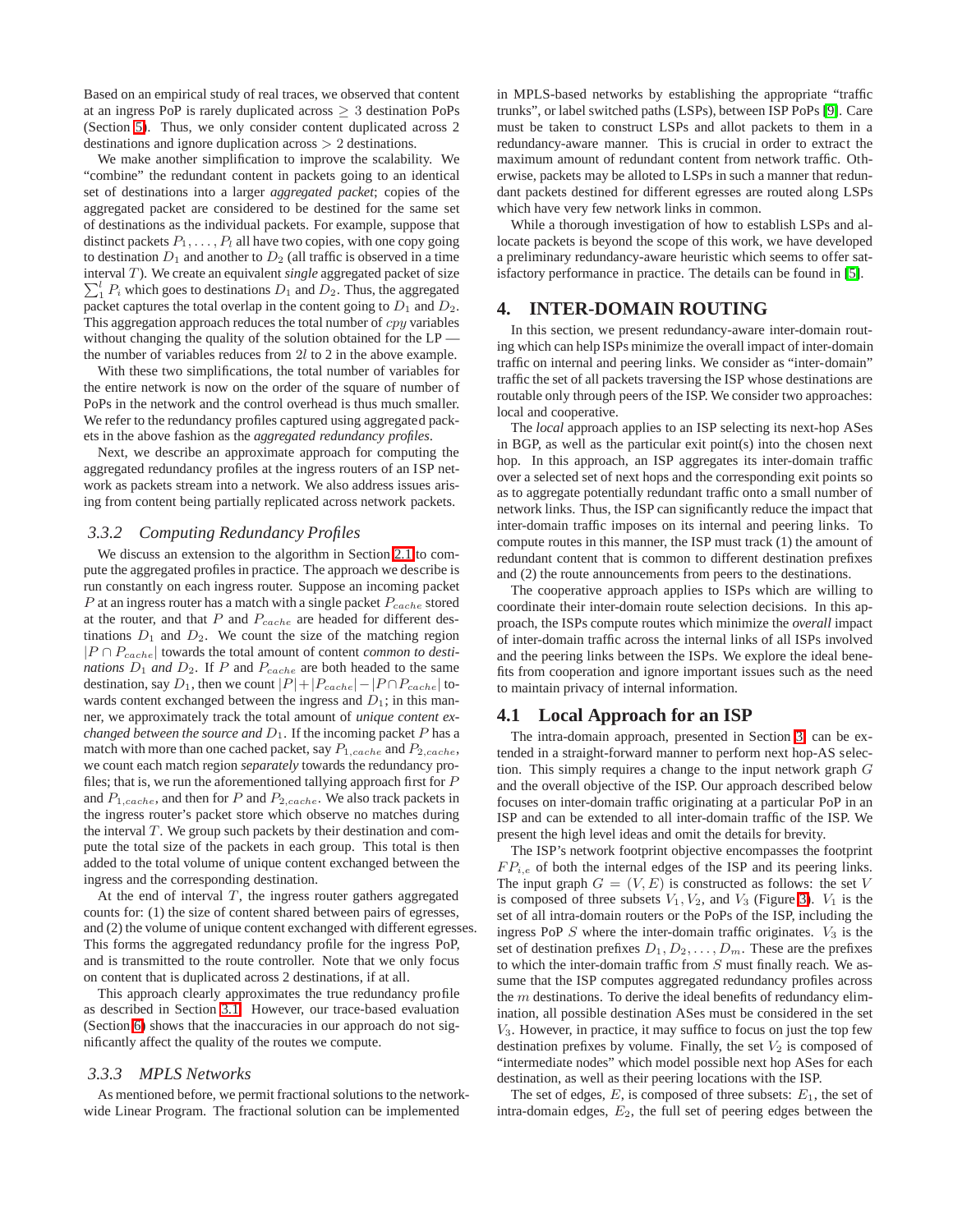Based on an empirical study of real traces, we observed that content at an ingress PoP is rarely duplicated across $\geq 3$ destination PoPs (Section 5). Thus, we only consider content duplicated across 2 destinations and ignore duplication across $> 2$ destinations.

We make another simplification to improve the scalability. We "combine" the redundant content in packets going to an identical set of destinations into a larger *aggregated packet*; copies of the aggregated packet are considered to be destined for the same set of destinations as the individual packets. For example, suppose that distinct packets $P_1, \ldots, P_l$ all have two copies, with one copy going to destination $D_1$ and another to $D_2$ (all traffic is observed in a time interval $T$). We create an equivalent *single* aggregated packet of size $\sum_1^l P_i$ which goes to destinations $D_1$ and $D_2$. Thus, the aggregated packet captures the total overlap in the content going to $D_1$ and $D_2$. This aggregation approach reduces the total number of $cpy$ variables without changing the quality of the solution obtained for the LP — the number of variables reduces from $2l$ to 2 in the above example.

With these two simplifications, the total number of variables for the entire network is now on the order of the square of number of PoPs in the network and the control overhead is thus much smaller. We refer to the redundancy profiles captured using aggregated packets in the above fashion as the *aggregated redundancy profiles*.

Next, we describe an approximate approach for computing the aggregated redundancy profiles at the ingress routers of an ISP network as packets stream into a network. We also address issues arising from content being partially replicated across network packets.

### 3.3.2 Computing Redundancy Profiles

We discuss an extension to the algorithm in Section 2.1 to compute the aggregated profiles in practice. The approach we describe is run constantly on each ingress router. Suppose an incoming packet $P$ at an ingress router has a match with a single packet $P_{cache}$ stored at the router, and that $P$ and $P_{cache}$ are headed for different destinations $D_1$ and $D_2$. We count the size of the matching region $|P \cap P_{cache}|$ towards the total amount of content *common to destinations* $D_1$ *and* $D_2$. If $P$ and $P_{cache}$ are both headed to the same destination, say $D_1$, then we count $|P| + |P_{cache}| - |P \cap P_{cache}|$ towards content exchanged between the ingress and $D_1$; in this manner, we approximately track the total amount of *unique content exchanged between the source and* $D_1$. If the incoming packet $P$ has a match with more than one cached packet, say $P_{1,cache}$ and $P_{2,cache}$, we count each match region *separately* towards the redundancy profiles; that is, we run the aforementioned tallying approach first for $P$ and $P_{1,cache}$, and then for $P$ and $P_{2,cache}$. We also track packets in the ingress router's packet store which observe no matches during the interval $T$. We group such packets by their destination and compute the total size of the packets in each group. This total is then added to the total volume of unique content exchanged between the ingress and the corresponding destination.

At the end of interval $T$, the ingress router gathers aggregated counts for: (1) the size of content shared between pairs of egresses, and (2) the volume of unique content exchanged with different egresses. This forms the aggregated redundancy profile for the ingress PoP, and is transmitted to the route controller. Note that we only focus on content that is duplicated across 2 destinations, if at all.

This approach clearly approximates the true redundancy profile as described in Section 3.1. However, our trace-based evaluation (Section 6) shows that the inaccuracies in our approach do not significantly affect the quality of the routes we compute.

### 3.3.3 MPLS Networks

As mentioned before, we permit fractional solutions to the network-wide Linear Program. The fractional solution can be implemented in MPLS-based networks by establishing the appropriate "traffic trunks", or label switched paths (LSPs), between ISP PoPs [9]. Care must be taken to construct LSPs and allot packets to them in a redundancy-aware manner. This is crucial in order to extract the maximum amount of redundant content from network traffic. Otherwise, packets may be alloted to LSPs in such a manner that redundant packets destined for different egresses are routed along LSPs which have very few network links in common.

While a thorough investigation of how to establish LSPs and allocate packets is beyond the scope of this work, we have developed a preliminary redundancy-aware heuristic which seems to offer satisfactory performance in practice. The details can be found in [5].

# 4. INTER-DOMAIN ROUTING

In this section, we present redundancy-aware inter-domain routing which can help ISPs minimize the overall impact of inter-domain traffic on internal and peering links. We consider as "inter-domain" traffic the set of all packets traversing the ISP whose destinations are routable only through peers of the ISP. We consider two approaches: local and cooperative.

The *local* approach applies to an ISP selecting its next-hop ASes in BGP, as well as the particular exit point(s) into the chosen next hop. In this approach, an ISP aggregates its inter-domain traffic over a selected set of next hops and the corresponding exit points so as to aggregate potentially redundant traffic onto a small number of network links. Thus, the ISP can significantly reduce the impact that inter-domain traffic imposes on its internal and peering links. To compute routes in this manner, the ISP must track (1) the amount of redundant content that is common to different destination prefixes and (2) the route announcements from peers to the destinations.

The cooperative approach applies to ISPs which are willing to coordinate their inter-domain route selection decisions. In this approach, the ISPs compute routes which minimize the *overall* impact of inter-domain traffic across the internal links of all ISPs involved and the peering links between the ISPs. We explore the ideal benefits from cooperation and ignore important issues such as the need to maintain privacy of internal information.

## 4.1 Local Approach for an ISP

The intra-domain approach, presented in Section 3, can be extended in a straight-forward manner to perform next hop-AS selection. This simply requires a change to the input network graph $G$ and the overall objective of the ISP. Our approach described below focuses on inter-domain traffic originating at a particular PoP in an ISP and can be extended to all inter-domain traffic of the ISP. We present the high level ideas and omit the details for brevity.

The ISP's network footprint objective encompasses the footprint $FP_{i,e}$ of both the internal edges of the ISP and its peering links. The input graph $G = (V, E)$ is constructed as follows: the set $V$ is composed of three subsets $V_1, V_2$, and $V_3$ (Figure 3). $V_1$ is the set of all intra-domain routers or the PoPs of the ISP, including the ingress PoP $S$ where the inter-domain traffic originates. $V_3$ is the set of destination prefixes $D_1, D_2, \ldots, D_m$. These are the prefixes to which the inter-domain traffic from $S$ must finally reach. We assume that the ISP computes aggregated redundancy profiles across the $m$ destinations. To derive the ideal benefits of redundancy elimination, all possible destination ASes must be considered in the set $V_3$. However, in practice, it may suffice to focus on just the top few destination prefixes by volume. Finally, the set $V_2$ is composed of "intermediate nodes" which model possible next hop ASes for each destination, as well as their peering locations with the ISP.

The set of edges, $E$, is composed of three subsets: $E_1$, the set of intra-domain edges, $E_2$, the full set of peering edges between the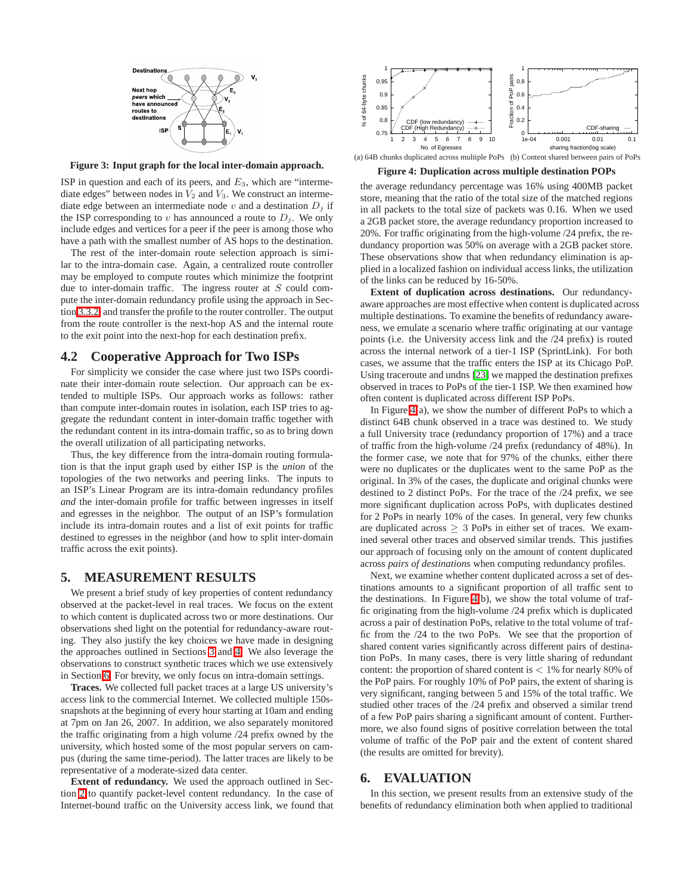Destinations

$V_3$

Next hop
*peers* which
have announced
routes to
destinations

$E_3$

$V_2$

$E_2$

ISP

S

$E_1$

$V_1$

**Figure 3: Input graph for the local inter-domain approach.**

ISP in question and each of its peers, and $E_3$, which are "intermediate edges" between nodes in $V_2$ and $V_3$. We construct an intermediate edge between an intermediate node $v$ and a destination $D_j$ if the ISP corresponding to $v$ has announced a route to $D_j$. We only include edges and vertices for a peer if the peer is among those who have a path with the smallest number of AS hops to the destination.

The rest of the inter-domain route selection approach is similar to the intra-domain case. Again, a centralized route controller may be employed to compute routes which minimize the footprint due to inter-domain traffic. The ingress router at $S$ could compute the inter-domain redundancy profile using the approach in Section 3.3.2 and transfer the profile to the router controller. The output from the route controller is the next-hop AS and the internal route to the exit point into the next-hop for each destination prefix.

## 4.2 Cooperative Approach for Two ISPs

For simplicity we consider the case where just two ISPs coordinate their inter-domain route selection. Our approach can be extended to multiple ISPs. Our approach works as follows: rather than compute inter-domain routes in isolation, each ISP tries to aggregate the redundant content in inter-domain traffic together with the redundant content in its intra-domain traffic, so as to bring down the overall utilization of all participating networks.

Thus, the key difference from the intra-domain routing formulation is that the input graph used by either ISP is the *union* of the topologies of the two networks and peering links. The inputs to an ISP's Linear Program are its intra-domain redundancy profiles *and* the inter-domain profile for traffic between ingresses in itself and egresses in the neighbor. The output of an ISP's formulation include its intra-domain routes and a list of exit points for traffic destined to egresses in the neighbor (and how to split inter-domain traffic across the exit points).

# 5. MEASUREMENT RESULTS

We present a brief study of key properties of content redundancy observed at the packet-level in real traces. We focus on the extent to which content is duplicated across two or more destinations. Our observations shed light on the potential for redundancy-aware routing. They also justify the key choices we have made in designing the approaches outlined in Sections 3 and 4. We also leverage the observations to construct synthetic traces which we use extensively in Section 6. For brevity, we only focus on intra-domain settings.

**Traces.** We collected full packet traces at a large US university's access link to the commercial Internet. We collected multiple 150s-snapshots at the beginning of every hour starting at 10am and ending at 7pm on Jan 26, 2007. In addition, we also separately monitored the traffic originating from a high volume /24 prefix owned by the university, which hosted some of the most popular servers on campus (during the same time-period). The latter traces are likely to be representative of a moderate-sized data center.

**Extent of redundancy.** We used the approach outlined in Section 2 to quantify packet-level content redundancy. In the case of Internet-bound traffic on the University access link, we found that the average redundancy percentage was 16% using 400MB packet store, meaning that the ratio of the total size of the matched regions in all packets to the total size of packets was 0.16. When we used a 2GB packet store, the average redundancy proportion increased to 20%. For traffic originating from the high-volume /24 prefix, the redundancy proportion was 50% on average with a 2GB packet store. These observations show that when redundancy elimination is applied in a localized fashion on individual access links, the utilization of the links can be reduced by 16-50%.

% of 64-byte chunks

1
0.95
0.9
0.85
0.8
0.75

1 2 3 4 5 6 7 8 9 10

No. of Egresses

CDF (low redundancy)
CDF (High Redundancy)

Fraction of PoP pairs

1
0.8
0.6
0.4
0.2
0

1e-04 0.001 0.01 0.1

sharing fraction(log scale)

CDF-sharing

(a) 64B chunks duplicated across multiple PoPs (b) Content shared between pairs of PoPs

**Figure 4: Duplication across multiple destination POPs**

**Extent of duplication across destinations.** Our redundancy-aware approaches are most effective when content is duplicated across multiple destinations. To examine the benefits of redundancy awareness, we emulate a scenario where traffic originating at our vantage points (i.e. the University access link and the /24 prefix) is routed across the internal network of a tier-1 ISP (SprintLink). For both cases, we assume that the traffic enters the ISP at its Chicago PoP. Using traceroute and undns [23] we mapped the destination prefixes observed in traces to PoPs of the tier-1 ISP. We then examined how often content is duplicated across different ISP PoPs.

In Figure 4(a), we show the number of different PoPs to which a distinct 64B chunk observed in a trace was destined to. We study a full University trace (redundancy proportion of 17%) and a trace of traffic from the high-volume /24 prefix (redundancy of 48%). In the former case, we note that for 97% of the chunks, either there were no duplicates or the duplicates went to the same PoP as the original. In 3% of the cases, the duplicate and original chunks were destined to 2 distinct PoPs. For the trace of the /24 prefix, we see more significant duplication across PoPs, with duplicates destined for 2 PoPs in nearly 10% of the cases. In general, very few chunks are duplicated across $\geq 3$ PoPs in either set of traces. We examined several other traces and observed similar trends. This justifies our approach of focusing only on the amount of content duplicated across *pairs of destinations* when computing redundancy profiles.

Next, we examine whether content duplicated across a set of destinations amounts to a significant proportion of all traffic sent to the destinations. In Figure 4(b), we show the total volume of traffic originating from the high-volume /24 prefix which is duplicated across a pair of destination PoPs, relative to the total volume of traffic from the /24 to the two PoPs. We see that the proportion of shared content varies significantly across different pairs of destination PoPs. In many cases, there is very little sharing of redundant content: the proportion of shared content is $< 1\%$ for nearly 80% of the PoP pairs. For roughly 10% of PoP pairs, the extent of sharing is very significant, ranging between 5 and 15% of the total traffic. We studied other traces of the /24 prefix and observed a similar trend of a few PoP pairs sharing a significant amount of content. Furthermore, we also found signs of positive correlation between the total volume of traffic of the PoP pair and the extent of content shared (the results are omitted for brevity).

# 6. EVALUATION

In this section, we present results from an extensive study of the benefits of redundancy elimination both when applied to traditional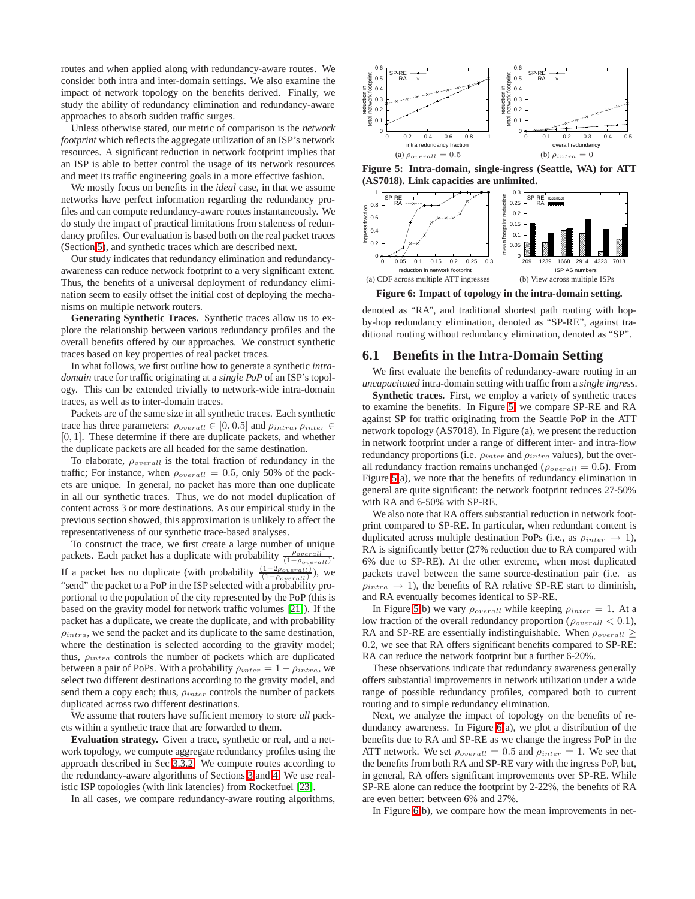routes and when applied along with redundancy-aware routes. We consider both intra and inter-domain settings. We also examine the impact of network topology on the benefits derived. Finally, we study the ability of redundancy elimination and redundancy-aware approaches to absorb sudden traffic surges.

Unless otherwise stated, our metric of comparison is the *network footprint* which reflects the aggregate utilization of an ISP's network resources. A significant reduction in network footprint implies that an ISP is able to better control the usage of its network resources and meet its traffic engineering goals in a more effective fashion.

We mostly focus on benefits in the *ideal* case, in that we assume networks have perfect information regarding the redundancy profiles and can compute redundancy-aware routes instantaneously. We do study the impact of practical limitations from staleness of redundancy profiles. Our evaluation is based both on the real packet traces (Section 5), and synthetic traces which are described next.

Our study indicates that redundancy elimination and redundancy-awareness can reduce network footprint to a very significant extent. Thus, the benefits of a universal deployment of redundancy elimination seem to easily offset the initial cost of deploying the mechanisms on multiple network routers.

**Generating Synthetic Traces.** Synthetic traces allow us to explore the relationship between various redundancy profiles and the overall benefits offered by our approaches. We construct synthetic traces based on key properties of real packet traces.

In what follows, we first outline how to generate a synthetic *intra-domain* trace for traffic originating at a *single PoP* of an ISP's topology. This can be extended trivially to network-wide intra-domain traces, as well as to inter-domain traces.

Packets are of the same size in all synthetic traces. Each synthetic trace has three parameters: $\rho_{overall} \in [0, 0.5]$ and $\rho_{intra}, \rho_{inter} \in [0, 1]$. These determine if there are duplicate packets, and whether the duplicate packets are all headed for the same destination.

To elaborate, $\rho_{overall}$ is the total fraction of redundancy in the traffic; For instance, when $\rho_{overall} = 0.5$, only 50% of the packets are unique. In general, no packet has more than one duplicate in all our synthetic traces. Thus, we do not model duplication of content across 3 or more destinations. As our empirical study in the previous section showed, this approximation is unlikely to affect the representativeness of our synthetic trace-based analyses.

To construct the trace, we first create a large number of unique packets. Each packet has a duplicate with probability $\frac{\rho_{overall}}{(1-\rho_{overall})}$. If a packet has no duplicate (with probability $\frac{(1-2\rho_{overall})}{(1-\rho_{overall})}$), we "send" the packet to a PoP in the ISP selected with a probability proportional to the population of the city represented by the PoP (this is based on the gravity model for network traffic volumes [21]). If the packet has a duplicate, we create the duplicate, and with probability $\rho_{intra}$, we send the packet and its duplicate to the same destination, where the destination is selected according to the gravity model; thus, $\rho_{intra}$ controls the number of packets which are duplicated between a pair of PoPs. With a probability $\rho_{inter} = 1 - \rho_{intra}$, we select two different destinations according to the gravity model, and send them a copy each; thus, $\rho_{inter}$ controls the number of packets duplicated across two different destinations.

We assume that routers have sufficient memory to store *all* packets within a synthetic trace that are forwarded to them.

**Evaluation strategy.** Given a trace, synthetic or real, and a network topology, we compute aggregate redundancy profiles using the approach described in Sec 3.3.2. We compute routes according to the redundancy-aware algorithms of Sections 3 and 4. We use realistic ISP topologies (with link latencies) from Rocketfuel [23].

In all cases, we compare redundancy-aware routing algorithms, denoted as "RA", and traditional shortest path routing with hop-by-hop redundancy elimination, denoted as "SP-RE", against traditional routing without redundancy elimination, denoted as "SP".

(a) $\rho_{overall} = 0.5$ (b) $\rho_{intra} = 0$

**Figure 5: Intra-domain, single-ingress (Seattle, WA) for ATT (AS7018). Link capacities are unlimited.**

(a) CDF across multiple ATT ingresses (b) View across multiple ISPs

**Figure 6: Impact of topology in the intra-domain setting.**

## 6.1 Benefits in the Intra-Domain Setting

We first evaluate the benefits of redundancy-aware routing in an *uncapacitated* intra-domain setting with traffic from a *single ingress*.

**Synthetic traces.** First, we employ a variety of synthetic traces to examine the benefits. In Figure 5, we compare SP-RE and RA against SP for traffic originating from the Seattle PoP in the ATT network topology (AS7018). In Figure (a), we present the reduction in network footprint under a range of different inter- and intra-flow redundancy proportions (i.e. $\rho_{inter}$ and $\rho_{intra}$ values), but the overall redundancy fraction remains unchanged ($\rho_{overall} = 0.5$). From Figure 5(a), we note that the benefits of redundancy elimination in general are quite significant: the network footprint reduces 27-50% with RA and 6-50% with SP-RE.

We also note that RA offers substantial reduction in network footprint compared to SP-RE. In particular, when redundant content is duplicated across multiple destination PoPs (i.e., as $\rho_{inter} \rightarrow 1$), RA is significantly better (27% reduction due to RA compared with 6% due to SP-RE). At the other extreme, when most duplicated packets travel between the same source-destination pair (i.e. as $\rho_{intra} \rightarrow 1$), the benefits of RA relative SP-RE start to diminish, and RA eventually becomes identical to SP-RE.

In Figure 5(b) we vary $\rho_{overall}$ while keeping $\rho_{inter} = 1$. At a low fraction of the overall redundancy proportion ($\rho_{overall} < 0.1$), RA and SP-RE are essentially indistinguishable. When $\rho_{overall} \geq 0.2$, we see that RA offers significant benefits compared to SP-RE: RA can reduce the network footprint but a further 6-20%.

These observations indicate that redundancy awareness generally offers substantial improvements in network utilization under a wide range of possible redundancy profiles, compared both to current routing and to simple redundancy elimination.

Next, we analyze the impact of topology on the benefits of redundancy awareness. In Figure 6(a), we plot a distribution of the benefits due to RA and SP-RE as we change the ingress PoP in the ATT network. We set $\rho_{overall} = 0.5$ and $\rho_{inter} = 1$. We see that the benefits from both RA and SP-RE vary with the ingress PoP, but, in general, RA offers significant improvements over SP-RE. While SP-RE alone can reduce the footprint by 2-22%, the benefits of RA are even better: between 6% and 27%.

In Figure 6(b), we compare how the mean improvements in net-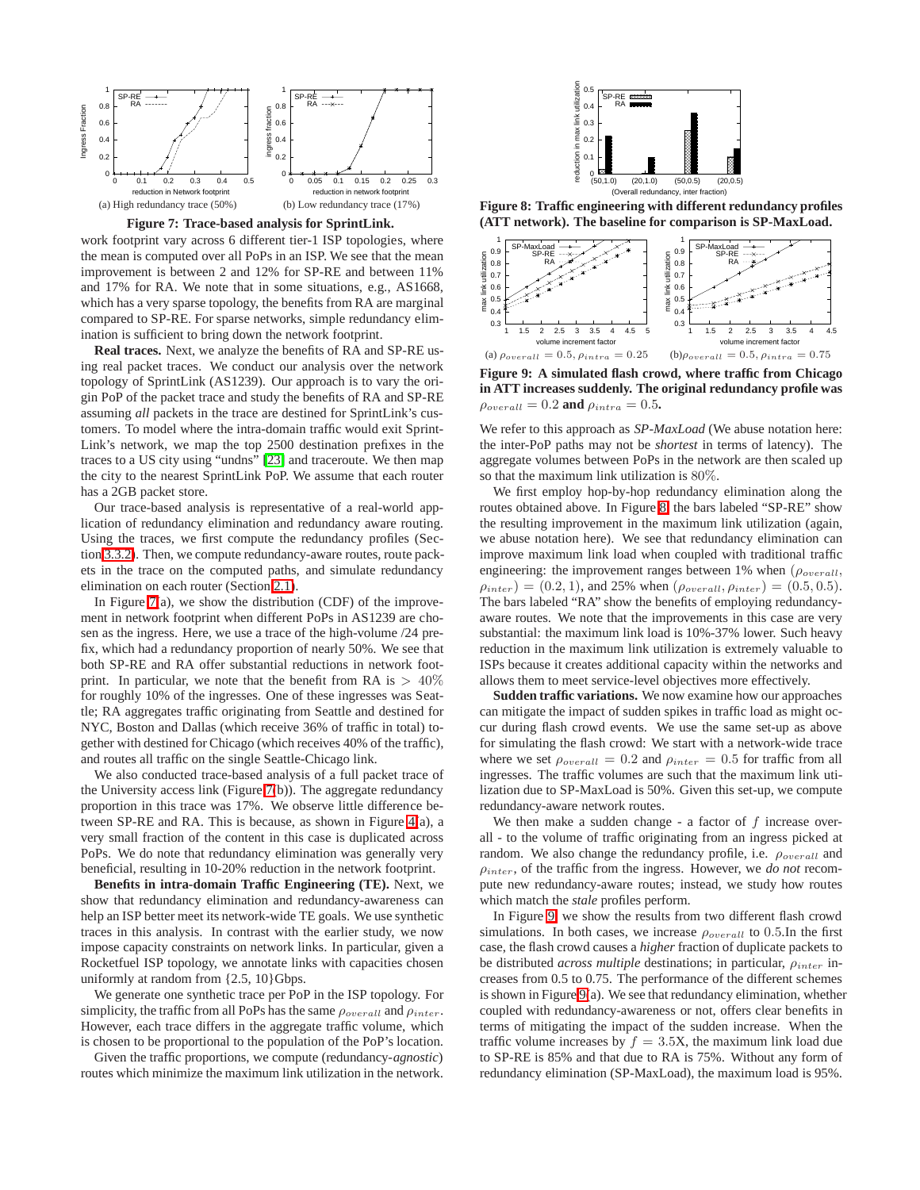(a) High redundancy trace (50%)

(b) Low redundancy trace (17%)

**Figure 7: Trace-based analysis for SprintLink.**

work footprint vary across 6 different tier-1 ISP topologies, where the mean is computed over all PoPs in an ISP. We see that the mean improvement is between 2 and 12% for SP-RE and between 11% and 17% for RA. We note that in some situations, e.g., AS1668, which has a very sparse topology, the benefits from RA are marginal compared to SP-RE. For sparse networks, simple redundancy elimination is sufficient to bring down the network footprint.

**Real traces.** Next, we analyze the benefits of RA and SP-RE using real packet traces. We conduct our analysis over the network topology of SprintLink (AS1239). Our approach is to vary the origin PoP of the packet trace and study the benefits of RA and SP-RE assuming *all* packets in the trace are destined for SprintLink's customers. To model where the intra-domain traffic would exit SprintLink's network, we map the top 2500 destination prefixes in the traces to a US city using "undns" [23] and traceroute. We then map the city to the nearest SprintLink PoP. We assume that each router has a 2GB packet store.

Our trace-based analysis is representative of a real-world application of redundancy elimination and redundancy aware routing. Using the traces, we first compute the redundancy profiles (Section 3.3.2). Then, we compute redundancy-aware routes, route packets in the trace on the computed paths, and simulate redundancy elimination on each router (Section 2.1).

In Figure 7(a), we show the distribution (CDF) of the improvement in network footprint when different PoPs in AS1239 are chosen as the ingress. Here, we use a trace of the high-volume /24 prefix, which had a redundancy proportion of nearly 50%. We see that both SP-RE and RA offer substantial reductions in network footprint. In particular, we note that the benefit from RA is $> 40\%$ for roughly 10% of the ingresses. One of these ingresses was Seattle; RA aggregates traffic originating from Seattle and destined for NYC, Boston and Dallas (which receive 36% of traffic in total) together with destined for Chicago (which receives 40% of the traffic), and routes all traffic on the single Seattle-Chicago link.

We also conducted trace-based analysis of a full packet trace of the University access link (Figure 7(b)). The aggregate redundancy proportion in this trace was 17%. We observe little difference between SP-RE and RA. This is because, as shown in Figure 4(a), a very small fraction of the content in this case is duplicated across PoPs. We do note that redundancy elimination was generally very beneficial, resulting in 10-20% reduction in the network footprint.

**Benefits in intra-domain Traffic Engineering (TE).** Next, we show that redundancy elimination and redundancy-awareness can help an ISP better meet its network-wide TE goals. We use synthetic traces in this analysis. In contrast with the earlier study, we now impose capacity constraints on network links. In particular, given a Rocketfuel ISP topology, we annotate links with capacities chosen uniformly at random from {2.5, 10}Gbps.

We generate one synthetic trace per PoP in the ISP topology. For simplicity, the traffic from all PoPs has the same $\rho_{overall}$ and $\rho_{inter}$. However, each trace differs in the aggregate traffic volume, which is chosen to be proportional to the population of the PoP's location.

Given the traffic proportions, we compute (redundancy-*agnostic*) routes which minimize the maximum link utilization in the network.

**Figure 8: Traffic engineering with different redundancy profiles (ATT network). The baseline for comparison is SP-MaxLoad.**

(a) $\rho_{overall} = 0.5, \rho_{intra} = 0.25$

(b) $\rho_{overall} = 0.5, \rho_{intra} = 0.75$

**Figure 9: A simulated flash crowd, where traffic from Chicago in ATT increases suddenly. The original redundancy profile was $\rho_{overall} = 0.2$ and $\rho_{intra} = 0.5$.**

We refer to this approach as *SP-MaxLoad* (We abuse notation here: the inter-PoP paths may not be *shortest* in terms of latency). The aggregate volumes between PoPs in the network are then scaled up so that the maximum link utilization is 80%.

We first employ hop-by-hop redundancy elimination along the routes obtained above. In Figure 8, the bars labeled "SP-RE" show the resulting improvement in the maximum link utilization (again, we abuse notation here). We see that redundancy elimination can improve maximum link load when coupled with traditional traffic engineering: the improvement ranges between 1% when ($\rho_{overall}$, $\rho_{inter}$) = (0.2, 1), and 25% when ($\rho_{overall}, \rho_{inter}$) = (0.5, 0.5). The bars labeled "RA" show the benefits of employing redundancy-aware routes. We note that the improvements in this case are very substantial: the maximum link load is 10%-37% lower. Such heavy reduction in the maximum link utilization is extremely valuable to ISPs because it creates additional capacity within the networks and allows them to meet service-level objectives more effectively.

**Sudden traffic variations.** We now examine how our approaches can mitigate the impact of sudden spikes in traffic load as might occur during flash crowd events. We use the same set-up as above for simulating the flash crowd: We start with a network-wide trace where we set $\rho_{overall} = 0.2$ and $\rho_{inter} = 0.5$ for traffic from all ingresses. The traffic volumes are such that the maximum link utilization due to SP-MaxLoad is 50%. Given this set-up, we compute redundancy-aware network routes.

We then make a sudden change - a factor of $f$ increase overall - to the volume of traffic originating from an ingress picked at random. We also change the redundancy profile, i.e. $\rho_{overall}$ and $\rho_{inter}$, of the traffic from the ingress. However, we *do not* recompute new redundancy-aware routes; instead, we study how routes which match the *stale* profiles perform.

In Figure 9, we show the results from two different flash crowd simulations. In both cases, we increase $\rho_{overall}$ to 0.5.In the first case, the flash crowd causes a *higher* fraction of duplicate packets to be distributed *across multiple* destinations; in particular, $\rho_{inter}$ increases from 0.5 to 0.75. The performance of the different schemes is shown in Figure 9(a). We see that redundancy elimination, whether coupled with redundancy-awareness or not, offers clear benefits in terms of mitigating the impact of the sudden increase. When the traffic volume increases by $f = 3.5$X, the maximum link load due to SP-RE is 85% and that due to RA is 75%. Without any form of redundancy elimination (SP-MaxLoad), the maximum load is 95%.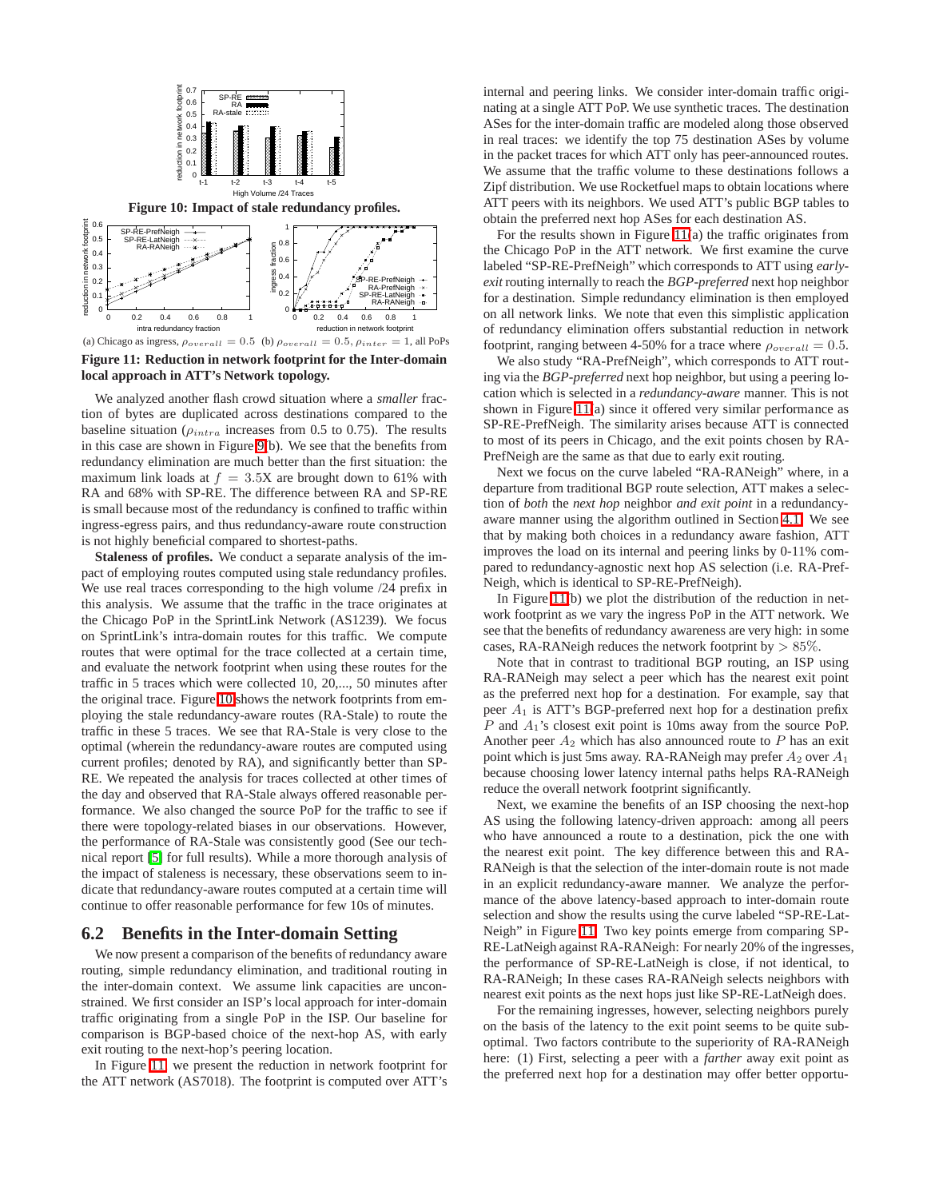Figure 10: Impact of stale redundancy profiles.

(a) Chicago as ingress, $\rho_{overall} = 0.5$ (b) $\rho_{overall} = 0.5$, $\rho_{inter} = 1$, all PoPs

**Figure 11: Reduction in network footprint for the Inter-domain local approach in ATT's Network topology.**

We analyzed another flash crowd situation where a *smaller* fraction of bytes are duplicated across destinations compared to the baseline situation ($\rho_{intra}$ increases from 0.5 to 0.75). The results in this case are shown in Figure 9(b). We see that the benefits from redundancy elimination are much better than the first situation: the maximum link loads at $f = 3.5$X are brought down to 61% with RA and 68% with SP-RE. The difference between RA and SP-RE is small because most of the redundancy is confined to traffic within ingress-egress pairs, and thus redundancy-aware route construction is not highly beneficial compared to shortest-paths.

**Staleness of profiles.** We conduct a separate analysis of the impact of employing routes computed using stale redundancy profiles. We use real traces corresponding to the high volume /24 prefix in this analysis. We assume that the traffic in the trace originates at the Chicago PoP in the SprintLink Network (AS1239). We focus on SprintLink's intra-domain routes for this traffic. We compute routes that were optimal for the trace collected at a certain time, and evaluate the network footprint when using these routes for the traffic in 5 traces which were collected 10, 20,..., 50 minutes after the original trace. Figure 10 shows the network footprints from employing the stale redundancy-aware routes (RA-Stale) to route the traffic in these 5 traces. We see that RA-Stale is very close to the optimal (wherein the redundancy-aware routes are computed using current profiles; denoted by RA), and significantly better than SP-RE. We repeated the analysis for traces collected at other times of the day and observed that RA-Stale always offered reasonable performance. We also changed the source PoP for the traffic to see if there were topology-related biases in our observations. However, the performance of RA-Stale was consistently good (See our technical report [5] for full results). While a more thorough analysis of the impact of staleness is necessary, these observations seem to indicate that redundancy-aware routes computed at a certain time will continue to offer reasonable performance for few 10s of minutes.

## 6.2 Benefits in the Inter-domain Setting

We now present a comparison of the benefits of redundancy aware routing, simple redundancy elimination, and traditional routing in the inter-domain context. We assume link capacities are unconstrained. We first consider an ISP's local approach for inter-domain traffic originating from a single PoP in the ISP. Our baseline for comparison is BGP-based choice of the next-hop AS, with early exit routing to the next-hop's peering location.

In Figure 11, we present the reduction in network footprint for the ATT network (AS7018). The footprint is computed over ATT's internal and peering links. We consider inter-domain traffic originating at a single ATT PoP. We use synthetic traces. The destination ASes for the inter-domain traffic are modeled along those observed in real traces: we identify the top 75 destination ASes by volume in the packet traces for which ATT only has peer-announced routes. We assume that the traffic volume to these destinations follows a Zipf distribution. We use Rocketfuel maps to obtain locations where ATT peers with its neighbors. We used ATT's public BGP tables to obtain the preferred next hop ASes for each destination AS.

For the results shown in Figure 11(a) the traffic originates from the Chicago PoP in the ATT network. We first examine the curve labeled "SP-RE-PrefNeigh" which corresponds to ATT using *early-exit* routing internally to reach the *BGP-preferred* next hop neighbor for a destination. Simple redundancy elimination is then employed on all network links. We note that even this simplistic application of redundancy elimination offers substantial reduction in network footprint, ranging between 4-50% for a trace where $\rho_{overall} = 0.5$.

We also study "RA-PrefNeigh", which corresponds to ATT routing via the *BGP-preferred* next hop neighbor, but using a peering location which is selected in a *redundancy-aware* manner. This is not shown in Figure 11(a) since it offered very similar performance as SP-RE-PrefNeigh. The similarity arises because ATT is connected to most of its peers in Chicago, and the exit points chosen by RA-PrefNeigh are the same as that due to early exit routing.

Next we focus on the curve labeled "RA-RANeigh" where, in a departure from traditional BGP route selection, ATT makes a selection of *both* the *next hop* neighbor *and exit point* in a redundancy-aware manner using the algorithm outlined in Section 4.1. We see that by making both choices in a redundancy aware fashion, ATT improves the load on its internal and peering links by 0-11% compared to redundancy-agnostic next hop AS selection (i.e. RA-PrefNeigh, which is identical to SP-RE-PrefNeigh).

In Figure 11(b) we plot the distribution of the reduction in network footprint as we vary the ingress PoP in the ATT network. We see that the benefits of redundancy awareness are very high: in some cases, RA-RANeigh reduces the network footprint by $> 85\%$.

Note that in contrast to traditional BGP routing, an ISP using RA-RANeigh may select a peer which has the nearest exit point as the preferred next hop for a destination. For example, say that peer $A_1$ is ATT's BGP-preferred next hop for a destination prefix $P$ and $A_1$'s closest exit point is 10ms away from the source PoP. Another peer $A_2$ which has also announced route to $P$ has an exit point which is just 5ms away. RA-RANeigh may prefer $A_2$ over $A_1$ because choosing lower latency internal paths helps RA-RANeigh reduce the overall network footprint significantly.

Next, we examine the benefits of an ISP choosing the next-hop AS using the following latency-driven approach: among all peers who have announced a route to a destination, pick the one with the nearest exit point. The key difference between this and RA-RANeigh is that the selection of the inter-domain route is not made in an explicit redundancy-aware manner. We analyze the performance of the above latency-based approach to inter-domain route selection and show the results using the curve labeled "SP-RE-LatNeigh" in Figure 11. Two key points emerge from comparing SP-RE-LatNeigh against RA-RANeigh: For nearly 20% of the ingresses, the performance of SP-RE-LatNeigh is close, if not identical, to RA-RANeigh; In these cases RA-RANeigh selects neighbors with nearest exit points as the next hops just like SP-RE-LatNeigh does.

For the remaining ingresses, however, selecting neighbors purely on the basis of the latency to the exit point seems to be quite suboptimal. Two factors contribute to the superiority of RA-RANeigh here: (1) First, selecting a peer with a *farther* away exit point as the preferred next hop for a destination may offer better opportu-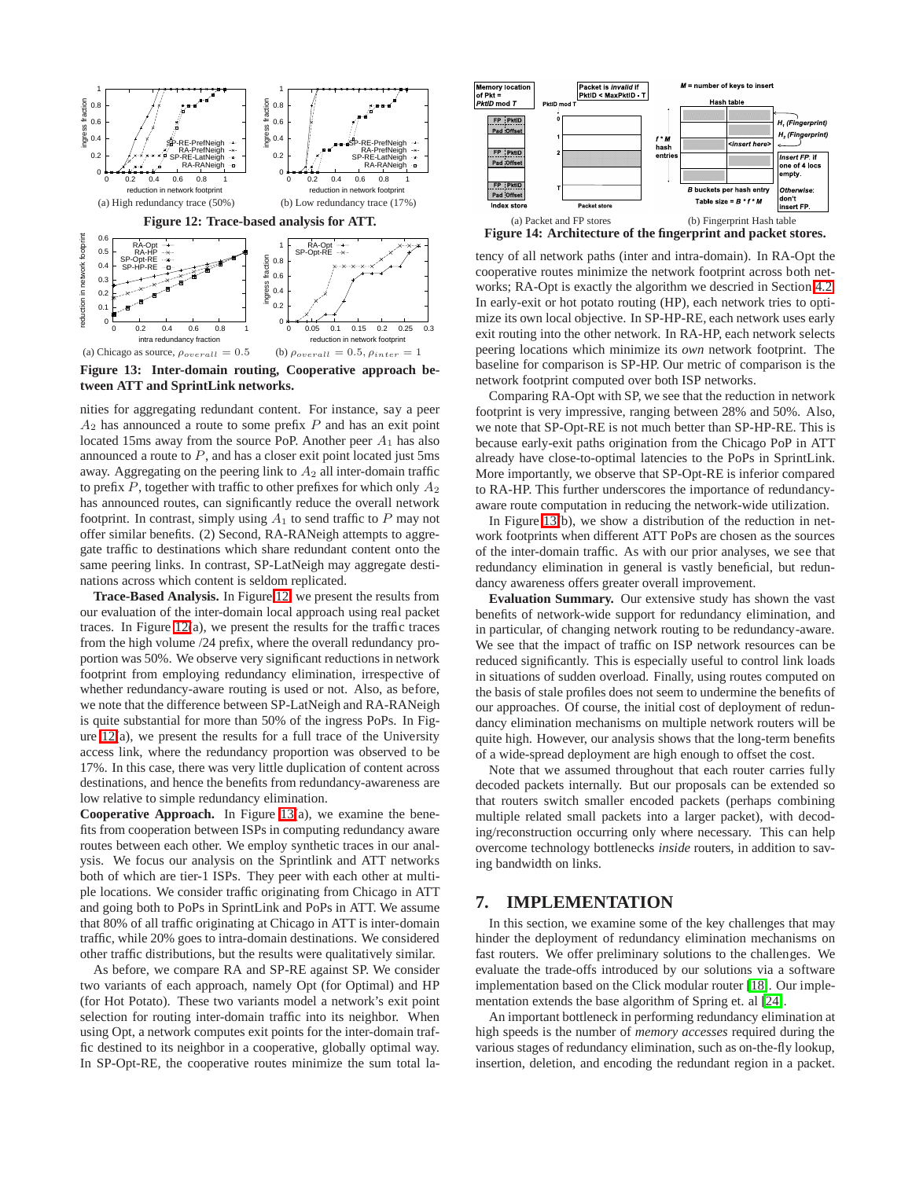ingress fraction
1
0.8
0.6
0.4
0.2
0
0 0.2 0.4 0.6 0.8 1
reduction in network footprint
SP-RE-PrefNeigh
RA-PrefNeigh
SP-RE-LatNeigh
RA-RANeigh

(a) High redundancy trace (50%)

ingress fraction
1
0.8
0.6
0.4
0.2
0
0 0.2 0.4 0.6 0.8 1
reduction in network footprint
SP-RE-PrefNeigh
RA-PrefNeigh
SP-RE-LatNeigh
RA-RANeigh

(b) Low redundancy trace (17%)

**Figure 12: Trace-based analysis for ATT.**

reduction in network footprint
0.6
0.5
0.4
0.3
0.2
0.1
0
0 0.2 0.4 0.6 0.8 1
intra redundancy fraction
RA-Opt
RA-HP
SP-Opt-RE
SP-HP-RE

(a) Chicago as source, $\rho_{overall} = 0.5$

ingress fraction
1
0.8
0.6
0.4
0.2
0
0 0.05 0.1 0.15 0.2 0.25 0.3
reduction in network footprint
RA-Opt
SP-Opt-RE

(b) $\rho_{overall} = 0.5, \rho_{inter} = 1$

**Figure 13: Inter-domain routing, Cooperative approach between ATT and SprintLink networks.**

nities for aggregating redundant content. For instance, say a peer $A_2$ has announced a route to some prefix $P$ and has an exit point located 15ms away from the source PoP. Another peer $A_1$ has also announced a route to $P$, and has a closer exit point located just 5ms away. Aggregating on the peering link to $A_2$ all inter-domain traffic to prefix $P$, together with traffic to other prefixes for which only $A_2$ has announced routes, can significantly reduce the overall network footprint. In contrast, simply using $A_1$ to send traffic to $P$ may not offer similar benefits. (2) Second, RA-RANeigh attempts to aggregate traffic to destinations which share redundant content onto the same peering links. In contrast, SP-LatNeigh may aggregate destinations across which content is seldom replicated.

**Trace-Based Analysis.** In Figure 12, we present the results from our evaluation of the inter-domain local approach using real packet traces. In Figure 12(a), we present the results for the traffic traces from the high volume /24 prefix, where the overall redundancy proportion was 50%. We observe very significant reductions in network footprint from employing redundancy elimination, irrespective of whether redundancy-aware routing is used or not. Also, as before, we note that the difference between SP-LatNeigh and RA-RANeigh is quite substantial for more than 50% of the ingress PoPs. In Figure 12(a), we present the results for a full trace of the University access link, where the redundancy proportion was observed to be 17%. In this case, there was very little duplication of content across destinations, and hence the benefits from redundancy-awareness are low relative to simple redundancy elimination.

**Cooperative Approach.** In Figure 13(a), we examine the benefits from cooperation between ISPs in computing redundancy aware routes between each other. We employ synthetic traces in our analysis. We focus our analysis on the Sprintlink and ATT networks both of which are tier-1 ISPs. They peer with each other at multiple locations. We consider traffic originating from Chicago in ATT and going both to PoPs in SprintLink and PoPs in ATT. We assume that 80% of all traffic originating at Chicago in ATT is inter-domain traffic, while 20% goes to intra-domain destinations. We considered other traffic distributions, but the results were qualitatively similar.

As before, we compare RA and SP-RE against SP. We consider two variants of each approach, namely Opt (for Optimal) and HP (for Hot Potato). These two variants model a network's exit point selection for routing inter-domain traffic into its neighbor. When using Opt, a network computes exit points for the inter-domain traffic destined to its neighbor in a cooperative, globally optimal way. In SP-Opt-RE, the cooperative routes minimize the sum total latency of all network paths (inter and intra-domain). In RA-Opt the cooperative routes minimize the network footprint across both networks; RA-Opt is exactly the algorithm we descried in Section 4.2. In early-exit or hot potato routing (HP), each network tries to optimize its own local objective. In SP-HP-RE, each network uses early exit routing into the other network. In RA-HP, each network selects peering locations which minimize its *own* network footprint. The baseline for comparison is SP-HP. Our metric of comparison is the network footprint computed over both ISP networks.

Comparing RA-Opt with SP, we see that the reduction in network footprint is very impressive, ranging between 28% and 50%. Also, we note that SP-Opt-RE is not much better than SP-HP-RE. This is because early-exit paths origination from the Chicago PoP in ATT already have close-to-optimal latencies to the PoPs in SprintLink. More importantly, we observe that SP-Opt-RE is inferior compared to RA-HP. This further underscores the importance of redundancy-aware route computation in reducing the network-wide utilization.

In Figure 13(b), we show a distribution of the reduction in network footprints when different ATT PoPs are chosen as the sources of the inter-domain traffic. As with our prior analyses, we see that redundancy elimination in general is vastly beneficial, but redundancy awareness offers greater overall improvement.

**Evaluation Summary.** Our extensive study has shown the vast benefits of network-wide support for redundancy elimination, and in particular, of changing network routing to be redundancy-aware. We see that the impact of traffic on ISP network resources can be reduced significantly. This is especially useful to control link loads in situations of sudden overload. Finally, using routes computed on the basis of stale profiles does not seem to undermine the benefits of our approaches. Of course, the initial cost of deployment of redundancy elimination mechanisms on multiple network routers will be quite high. However, our analysis shows that the long-term benefits of a wide-spread deployment are high enough to offset the cost.

Note that we assumed throughout that each router carries fully decoded packets internally. But our proposals can be extended so that routers switch smaller encoded packets (perhaps combining multiple related small packets into a larger packet), with decoding/reconstruction occurring only where necessary. This can help overcome technology bottlenecks *inside* routers, in addition to saving bandwidth on links.

Memory location of Pkt = PktID mod T
Packet is *invalid* if PktID < MaxPktID - T
PktID mod T
FP PktID
Pad Offset
0
1
2
T
Index store
Packet store

(a) Packet and FP stores

M = number of keys to insert
Hash table
f * M hash entries
$H_1$ (Fingerprint)
$H_2$ (Fingerprint)
<insert here>
Insert FP, if one of 4 locs empty.
Otherwise: don't insert FP.
B buckets per hash entry
Table size = B * f * M

(b) Fingerprint Hash table

**Figure 14: Architecture of the fingerprint and packet stores.**

# 7. IMPLEMENTATION

In this section, we examine some of the key challenges that may hinder the deployment of redundancy elimination mechanisms on fast routers. We offer preliminary solutions to the challenges. We evaluate the trade-offs introduced by our solutions via a software implementation based on the Click modular router [18]. Our implementation extends the base algorithm of Spring et. al [24].

An important bottleneck in performing redundancy elimination at high speeds is the number of *memory accesses* required during the various stages of redundancy elimination, such as on-the-fly lookup, insertion, deletion, and encoding the redundant region in a packet.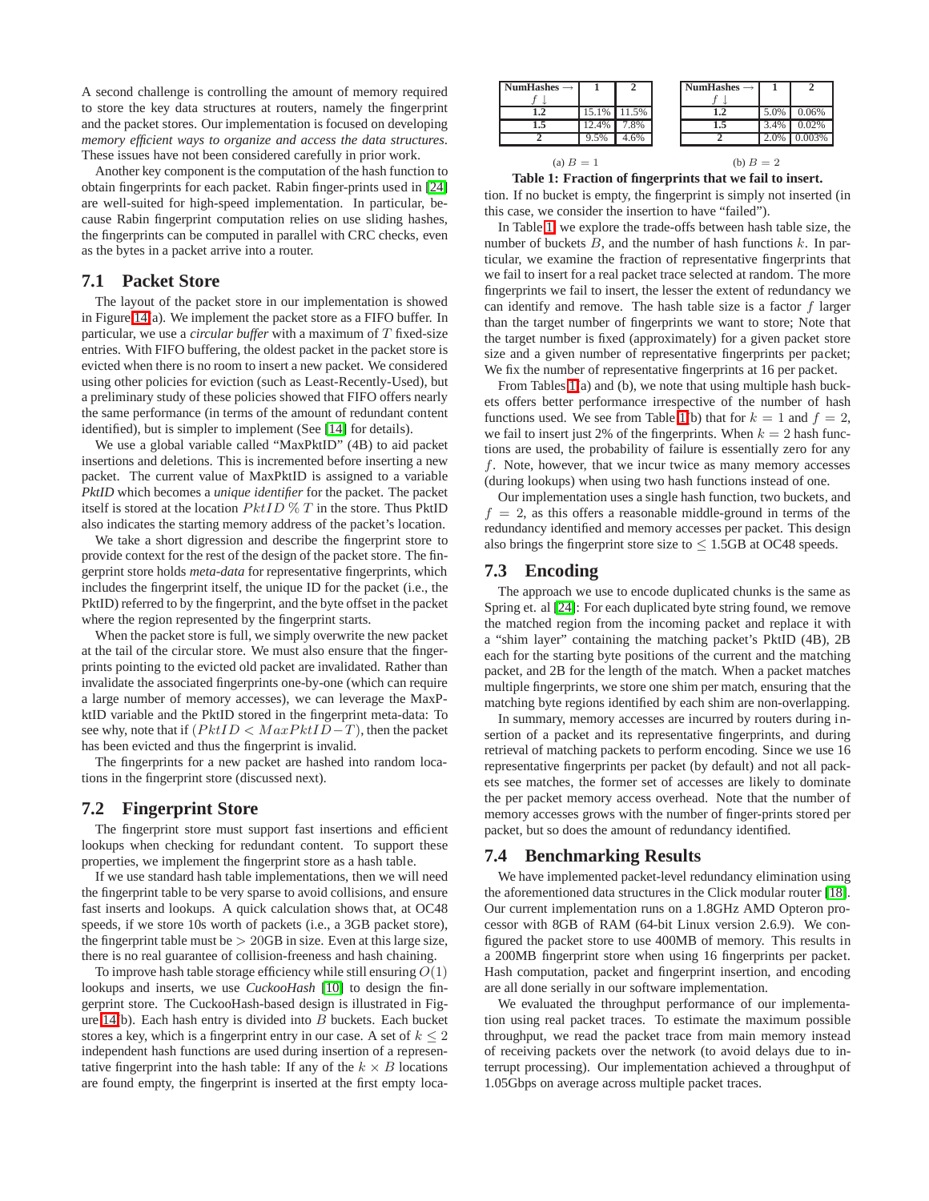A second challenge is controlling the amount of memory required to store the key data structures at routers, namely the fingerprint and the packet stores. Our implementation is focused on developing *memory efficient ways to organize and access the data structures*. These issues have not been considered carefully in prior work.

Another key component is the computation of the hash function to obtain fingerprints for each packet. Rabin finger-prints used in [24] are well-suited for high-speed implementation. In particular, because Rabin fingerprint computation relies on use sliding hashes, the fingerprints can be computed in parallel with CRC checks, even as the bytes in a packet arrive into a router.

## 7.1 Packet Store

The layout of the packet store in our implementation is showed in Figure 14(a). We implement the packet store as a FIFO buffer. In particular, we use a *circular buffer* with a maximum of $T$ fixed-size entries. With FIFO buffering, the oldest packet in the packet store is evicted when there is no room to insert a new packet. We considered using other policies for eviction (such as Least-Recently-Used), but a preliminary study of these policies showed that FIFO offers nearly the same performance (in terms of the amount of redundant content identified), but is simpler to implement (See [14] for details).

We use a global variable called "MaxPktID" (4B) to aid packet insertions and deletions. This is incremented before inserting a new packet. The current value of MaxPktID is assigned to a variable *PktID* which becomes a *unique identifier* for the packet. The packet itself is stored at the location $PktID \,\%\, T$ in the store. Thus PktID also indicates the starting memory address of the packet's location.

We take a short digression and describe the fingerprint store to provide context for the rest of the design of the packet store. The fingerprint store holds *meta-data* for representative fingerprints, which includes the fingerprint itself, the unique ID for the packet (i.e., the PktID) referred to by the fingerprint, and the byte offset in the packet where the region represented by the fingerprint starts.

When the packet store is full, we simply overwrite the new packet at the tail of the circular store. We must also ensure that the fingerprints pointing to the evicted old packet are invalidated. Rather than invalidate the associated fingerprints one-by-one (which can require a large number of memory accesses), we can leverage the MaxPktID variable and the PktID stored in the fingerprint meta-data: To see why, note that if $(PktID < MaxPktID - T)$, then the packet has been evicted and thus the fingerprint is invalid.

The fingerprints for a new packet are hashed into random locations in the fingerprint store (discussed next).

## 7.2 Fingerprint Store

The fingerprint store must support fast insertions and efficient lookups when checking for redundant content. To support these properties, we implement the fingerprint store as a hash table.

If we use standard hash table implementations, then we will need the fingerprint table to be very sparse to avoid collisions, and ensure fast inserts and lookups. A quick calculation shows that, at OC48 speeds, if we store 10s worth of packets (i.e., a 3GB packet store), the fingerprint table must be $> 20$GB in size. Even at this large size, there is no real guarantee of collision-freeness and hash chaining.

To improve hash table storage efficiency while still ensuring $O(1)$ lookups and inserts, we use *CuckooHash* [10] to design the fingerprint store. The CuckooHash-based design is illustrated in Figure 14(b). Each hash entry is divided into $B$ buckets. Each bucket stores a key, which is a fingerprint entry in our case. A set of $k \leq 2$ independent hash functions are used during insertion of a representative fingerprint into the hash table: If any of the $k \times B$ locations are found empty, the fingerprint is inserted at the first empty location. If no bucket is empty, the fingerprint is simply not inserted (in this case, we consider the insertion to have "failed").

| NumHashes → / $f$ ↓ | 1 | 2 |
|---|---|---|
| 1.2 | 15.1% | 11.5% |
| 1.5 | 12.4% | 7.8% |
| 2 | 9.5% | 4.6% |

(a) $B = 1$

| NumHashes → / $f$ ↓ | 1 | 2 |
|---|---|---|
| 1.2 | 5.0% | 0.06% |
| 1.5 | 3.4% | 0.02% |
| 2 | 2.0% | 0.003% |

(b) $B = 2$

**Table 1: Fraction of fingerprints that we fail to insert.**

In Table 1, we explore the trade-offs between hash table size, the number of buckets $B$, and the number of hash functions $k$. In particular, we examine the fraction of representative fingerprints that we fail to insert for a real packet trace selected at random. The more fingerprints we fail to insert, the lesser the extent of redundancy we can identify and remove. The hash table size is a factor $f$ larger than the target number of fingerprints we want to store; Note that the target number is fixed (approximately) for a given packet store size and a given number of representative fingerprints per packet; We fix the number of representative fingerprints at 16 per packet.

From Tables 1(a) and (b), we note that using multiple hash buckets offers better performance irrespective of the number of hash functions used. We see from Table 1(b) that for $k = 1$ and $f = 2$, we fail to insert just 2% of the fingerprints. When $k = 2$ hash functions are used, the probability of failure is essentially zero for any $f$. Note, however, that we incur twice as many memory accesses (during lookups) when using two hash functions instead of one.

Our implementation uses a single hash function, two buckets, and $f = 2$, as this offers a reasonable middle-ground in terms of the redundancy identified and memory accesses per packet. This design also brings the fingerprint store size to $\leq 1.5$GB at OC48 speeds.

## 7.3 Encoding

The approach we use to encode duplicated chunks is the same as Spring et. al [24]: For each duplicated byte string found, we remove the matched region from the incoming packet and replace it with a "shim layer" containing the matching packet's PktID (4B), 2B each for the starting byte positions of the current and the matching packet, and 2B for the length of the match. When a packet matches multiple fingerprints, we store one shim per match, ensuring that the matching byte regions identified by each shim are non-overlapping.

In summary, memory accesses are incurred by routers during insertion of a packet and its representative fingerprints, and during retrieval of matching packets to perform encoding. Since we use 16 representative fingerprints per packet (by default) and not all packets see matches, the former set of accesses are likely to dominate the per packet memory access overhead. Note that the number of memory accesses grows with the number of finger-prints stored per packet, but so does the amount of redundancy identified.

## 7.4 Benchmarking Results

We have implemented packet-level redundancy elimination using the aforementioned data structures in the Click modular router [18]. Our current implementation runs on a 1.8GHz AMD Opteron processor with 8GB of RAM (64-bit Linux version 2.6.9). We configured the packet store to use 400MB of memory. This results in a 200MB fingerprint store when using 16 fingerprints per packet. Hash computation, packet and fingerprint insertion, and encoding are all done serially in our software implementation.

We evaluated the throughput performance of our implementation using real packet traces. To estimate the maximum possible throughput, we read the packet trace from main memory instead of receiving packets over the network (to avoid delays due to interrupt processing). Our implementation achieved a throughput of 1.05Gbps on average across multiple packet traces.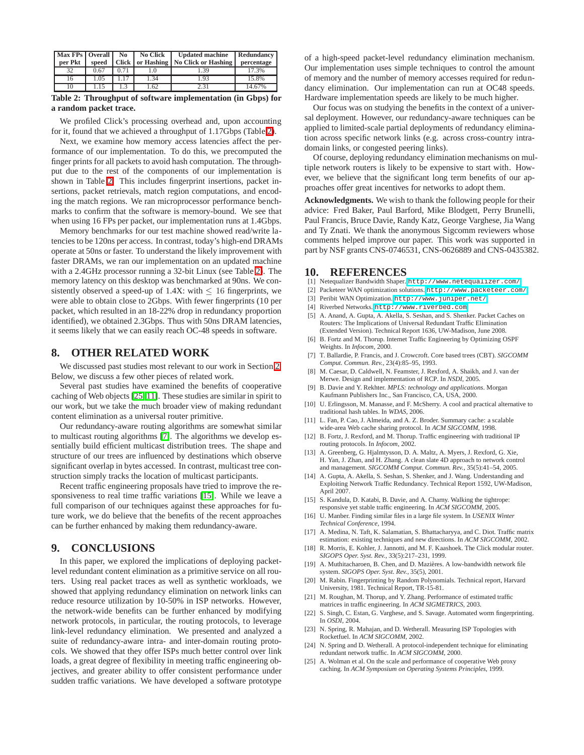| Max FPs per Pkt | Overall speed | No Click | No Click or Hashing | Updated machine No Click or Hashing | Redundancy percentage |
|---|---|---|---|---|---|
| 32 | 0.67 | 0.71 | 1.0 | 1.39 | 17.3% |
| 16 | 1.05 | 1.17 | 1.34 | 1.93 | 15.8% |
| 10 | 1.15 | 1.3 | 1.62 | 2.31 | 14.67% |

**Table 2: Throughput of software implementation (in Gbps) for a random packet trace.**

We profiled Click's processing overhead and, upon accounting for it, found that we achieved a throughput of 1.17Gbps (Table 2).

Next, we examine how memory access latencies affect the performance of our implementation. To do this, we precomputed the finger prints for all packets to avoid hash computation. The throughput due to the rest of the components of our implementation is shown in Table 2. This includes fingerprint insertions, packet insertions, packet retrievals, match region computations, and encoding the match regions. We ran microprocessor performance benchmarks to confirm that the software is memory-bound. We see that when using 16 FPs per packet, our implementation runs at 1.4Gbps.

Memory benchmarks for our test machine showed read/write latencies to be 120ns per access. In contrast, today's high-end DRAMs operate at 50ns or faster. To understand the likely improvement with faster DRAMs, we ran our implementation on an updated machine with a 2.4GHz processor running a 32-bit Linux (see Table 2). The memory latency on this desktop was benchmarked at 90ns. We consistently observed a speed-up of 1.4X: with $\leq$ 16 fingerprints, we were able to obtain close to 2Gbps. With fewer fingerprints (10 per packet, which resulted in an 18-22% drop in redundancy proportion identified), we obtained 2.3Gbps. Thus with 50ns DRAM latencies, it seems likely that we can easily reach OC-48 speeds in software.

## 8. OTHER RELATED WORK

We discussed past studies most relevant to our work in Section 2. Below, we discuss a few other pieces of related work.

Several past studies have examined the benefits of cooperative caching of Web objects [25, 11]. These studies are similar in spirit to our work, but we take the much broader view of making redundant content elimination as a universal router primitive.

Our redundancy-aware routing algorithms are somewhat similar to multicast routing algorithms [7]. The algorithms we develop essentially build efficient multicast distribution trees. The shape and structure of our trees are influenced by destinations which observe significant overlap in bytes accessed. In contrast, multicast tree construction simply tracks the location of multicast participants.

Recent traffic engineering proposals have tried to improve the responsiveness to real time traffic variations [15]. While we leave a full comparison of our techniques against these approaches for future work, we do believe that the benefits of the recent approaches can be further enhanced by making them redundancy-aware.

## 9. CONCLUSIONS

In this paper, we explored the implications of deploying packet-level redundant content elimination as a primitive service on all routers. Using real packet traces as well as synthetic workloads, we showed that applying redundancy elimination on network links can reduce resource utilization by 10-50% in ISP networks. However, the network-wide benefits can be further enhanced by modifying network protocols, in particular, the routing protocols, to leverage link-level redundancy elimination. We presented and analyzed a suite of redundancy-aware intra- and inter-domain routing protocols. We showed that they offer ISPs much better control over link loads, a great degree of flexibility in meeting traffic engineering objectives, and greater ability to offer consistent performance under sudden traffic variations. We have developed a software prototype of a high-speed packet-level redundancy elimination mechanism. Our implementation uses simple techniques to control the amount of memory and the number of memory accesses required for redundancy elimination. Our implementation can run at OC48 speeds. Hardware implementation speeds are likely to be much higher.

Our focus was on studying the benefits in the context of a universal deployment. However, our redundancy-aware techniques can be applied to limited-scale partial deployments of redundancy elimination across specific network links (e.g. across cross-country intra-domain links, or congested peering links).

Of course, deploying redundancy elimination mechanisms on multiple network routers is likely to be expensive to start with. However, we believe that the significant long term benefits of our approaches offer great incentives for networks to adopt them.

**Acknowledgments.** We wish to thank the following people for their advice: Fred Baker, Paul Barford, Mike Blodgett, Perry Brunelli, Paul Francis, Bruce Davie, Randy Katz, George Varghese, Jia Wang and Ty Znati. We thank the anonymous Sigcomm reviewers whose comments helped improve our paper. This work was supported in part by NSF grants CNS-0746531, CNS-0626889 and CNS-0435382.

## 10. REFERENCES

[1] Netequalizer Bandwidth Shaper. http://www.netequalizer.com/.

[2] Packeteer WAN optimization solutions. http://www.packeteer.com/.

[3] Peribit WAN Optimization. http://www.juniper.net/.

[4] Riverbed Networks. http://www.riverbed.com.

[5] A. Anand, A. Gupta, A. Akella, S. Seshan, and S. Shenker. Packet Caches on Routers: The Implications of Universal Redundant Traffic Elimination (Extended Version). Technical Report 1636, UW-Madison, June 2008.

[6] B. Fortz and M. Thorup. Internet Traffic Engineering by Optimizing OSPF Weights. In *Infocom*, 2000.

[7] T. Ballardie, P. Francis, and J. Crowcroft. Core based trees (CBT). *SIGCOMM Comput. Commun. Rev.*, 23(4):85–95, 1993.

[8] M. Caesar, D. Caldwell, N. Feamster, J. Rexford, A. Shaikh, and J. van der Merwe. Design and implementation of RCP. In *NSDI*, 2005.

[9] B. Davie and Y. Rekhter. *MPLS: technology and applications*. Morgan Kaufmann Publishers Inc., San Francisco, CA, USA, 2000.

[10] U. Erlingsson, M. Manasse, and F. McSherry. A cool and practical alternative to traditional hash tables. In *WDAS*, 2006.

[11] L. Fan, P. Cao, J. Almeida, and A. Z. Broder. Summary cache: a scalable wide-area Web cache sharing protocol. In *ACM SIGCOMM*, 1998.

[12] B. Fortz, J. Rexford, and M. Thorup. Traffic engineering with traditional IP routing protocols. In *Infocom*, 2002.

[13] A. Greenberg, G. Hjalmtysson, D. A. Maltz, A. Myers, J. Rexford, G. Xie, H. Yan, J. Zhan, and H. Zhang. A clean slate 4D approach to network control and management. *SIGCOMM Comput. Commun. Rev.*, 35(5):41–54, 2005.

[14] A. Gupta, A. Akella, S. Seshan, S. Shenker, and J. Wang. Understanding and Exploiting Network Traffic Redundancy. Technical Report 1592, UW-Madison, April 2007.

[15] S. Kandula, D. Katabi, B. Davie, and A. Charny. Walking the tightrope: responsive yet stable traffic engineering. In *ACM SIGCOMM*, 2005.

[16] U. Manber. Finding similar files in a large file system. In *USENIX Winter Technical Conference*, 1994.

[17] A. Medina, N. Taft, K. Salamatian, S. Bhattacharyya, and C. Diot. Traffic matrix estimation: existing techniques and new directions. In *ACM SIGCOMM*, 2002.

[18] R. Morris, E. Kohler, J. Jannotti, and M. F. Kaashoek. The Click modular router. *SIGOPS Oper. Syst. Rev.*, 33(5):217–231, 1999.

[19] A. Muthitacharoen, B. Chen, and D. Mazières. A low-bandwidth network file system. *SIGOPS Oper. Syst. Rev.*, 35(5), 2001.

[20] M. Rabin. Fingerprinting by Random Polynomials. Technical report, Harvard University, 1981. Technical Report, TR-15-81.

[21] M. Roughan, M. Thorup, and Y. Zhang. Performance of estimated traffic matrices in traffic engineering. In *ACM SIGMETRICS*, 2003.

[22] S. Singh, C. Estan, G. Varghese, and S. Savage. Automated worm fingerprinting. In *OSDI*, 2004.

[23] N. Spring, R. Mahajan, and D. Wetherall. Measuring ISP Topologies with Rocketfuel. In *ACM SIGCOMM*, 2002.

[24] N. Spring and D. Wetherall. A protocol-independent technique for eliminating redundant network traffic. In *ACM SIGCOMM*, 2000.

[25] A. Wolman et al. On the scale and performance of cooperative Web proxy caching. In *ACM Symposium on Operating Systems Principles*, 1999.